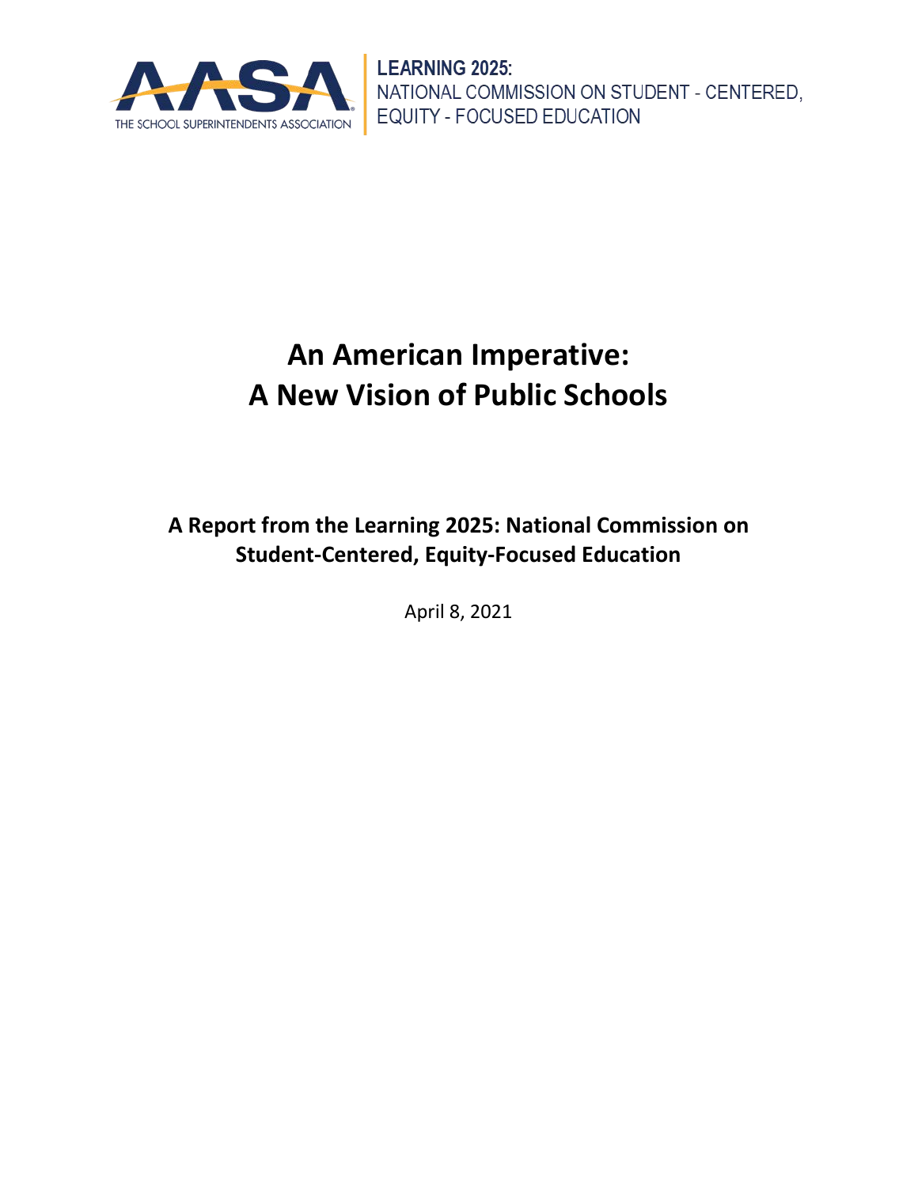AASA
THE SCHOOL SUPERINTENDENTS ASSOCIATION

**LEARNING 2025:**
NATIONAL COMMISSION ON STUDENT - CENTERED, EQUITY - FOCUSED EDUCATION

# An American Imperative: A New Vision of Public Schools

## A Report from the Learning 2025: National Commission on Student-Centered, Equity-Focused Education

April 8, 2021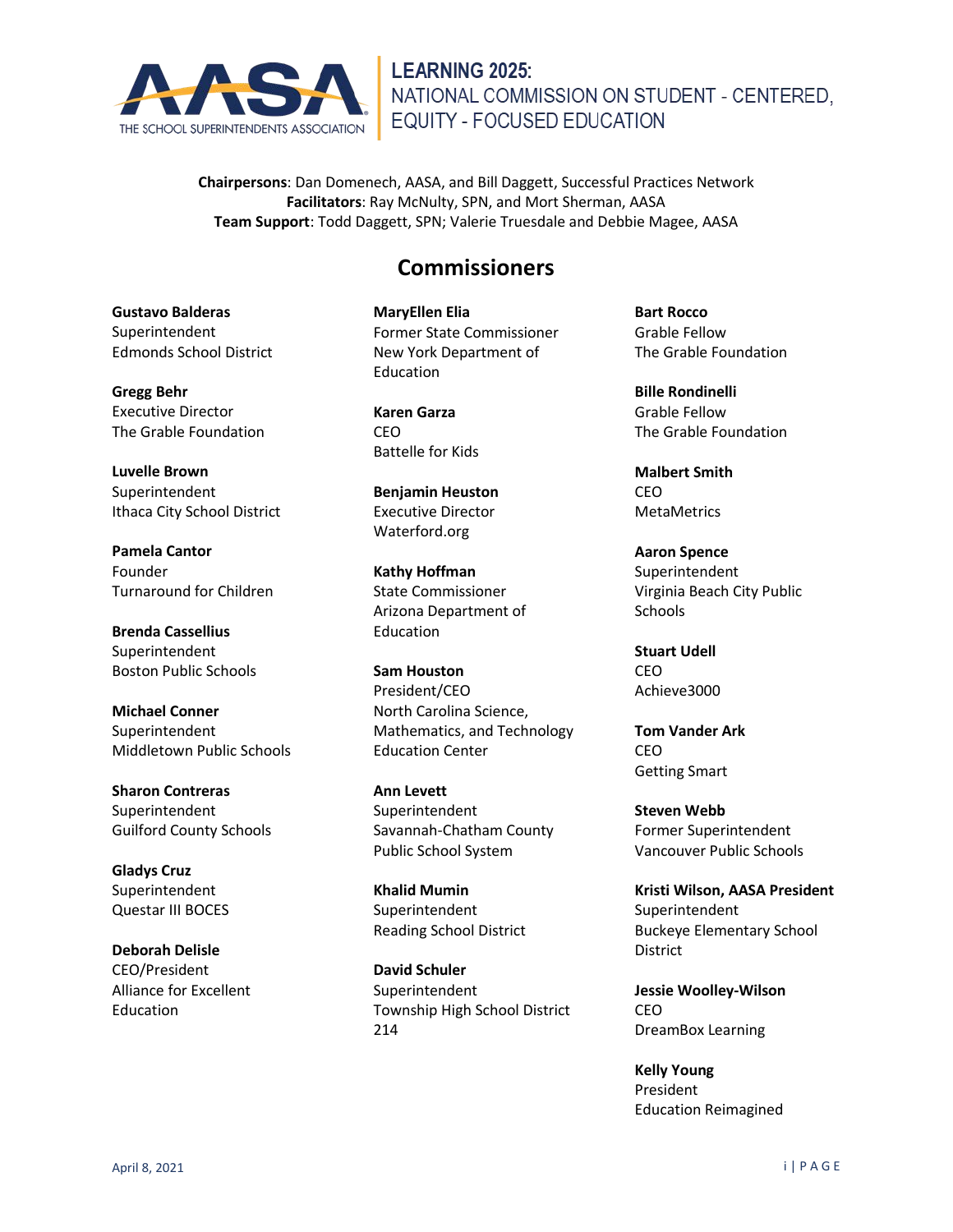# LEARNING 2025: NATIONAL COMMISSION ON STUDENT - CENTERED, EQUITY - FOCUSED EDUCATION

**Chairpersons**: Dan Domenech, AASA, and Bill Daggett, Successful Practices Network
**Facilitators**: Ray McNulty, SPN, and Mort Sherman, AASA
**Team Support**: Todd Daggett, SPN; Valerie Truesdale and Debbie Magee, AASA

## Commissioners

**Gustavo Balderas**
Superintendent
Edmonds School District

**Gregg Behr**
Executive Director
The Grable Foundation

**Luvelle Brown**
Superintendent
Ithaca City School District

**Pamela Cantor**
Founder
Turnaround for Children

**Brenda Cassellius**
Superintendent
Boston Public Schools

**Michael Conner**
Superintendent
Middletown Public Schools

**Sharon Contreras**
Superintendent
Guilford County Schools

**Gladys Cruz**
Superintendent
Questar III BOCES

**Deborah Delisle**
CEO/President
Alliance for Excellent Education

**MaryEllen Elia**
Former State Commissioner
New York Department of Education

**Karen Garza**
CEO
Battelle for Kids

**Benjamin Heuston**
Executive Director
Waterford.org

**Kathy Hoffman**
State Commissioner
Arizona Department of Education

**Sam Houston**
President/CEO
North Carolina Science, Mathematics, and Technology Education Center

**Ann Levett**
Superintendent
Savannah-Chatham County Public School System

**Khalid Mumin**
Superintendent
Reading School District

**David Schuler**
Superintendent
Township High School District 214

**Bart Rocco**
Grable Fellow
The Grable Foundation

**Bille Rondinelli**
Grable Fellow
The Grable Foundation

**Malbert Smith**
CEO
MetaMetrics

**Aaron Spence**
Superintendent
Virginia Beach City Public Schools

**Stuart Udell**
CEO
Achieve3000

**Tom Vander Ark**
CEO
Getting Smart

**Steven Webb**
Former Superintendent
Vancouver Public Schools

**Kristi Wilson, AASA President**
Superintendent
Buckeye Elementary School District

**Jessie Woolley-Wilson**
CEO
DreamBox Learning

**Kelly Young**
President
Education Reimagined

April 8, 2021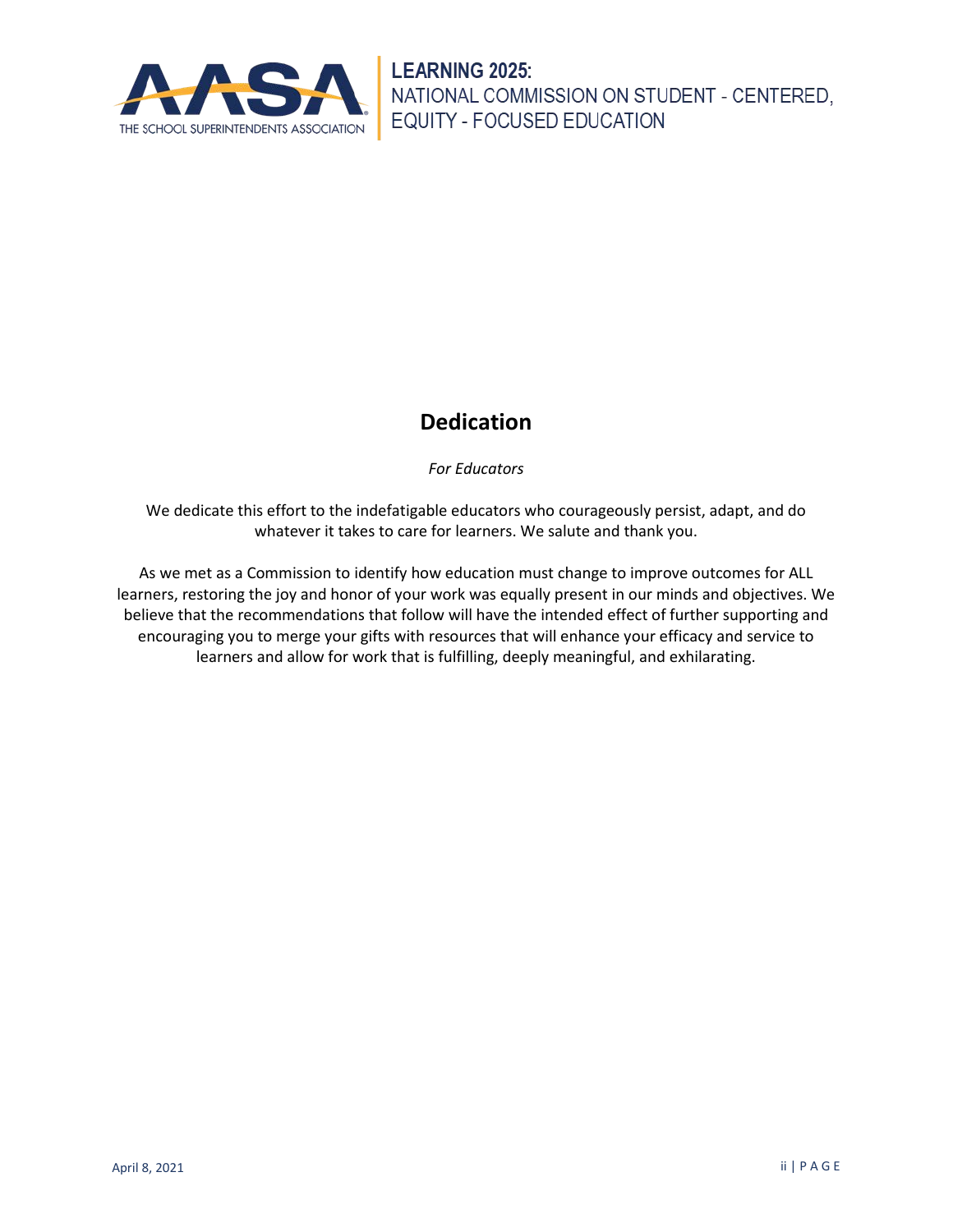# Dedication

*For Educators*

We dedicate this effort to the indefatigable educators who courageously persist, adapt, and do whatever it takes to care for learners. We salute and thank you.

As we met as a Commission to identify how education must change to improve outcomes for ALL learners, restoring the joy and honor of your work was equally present in our minds and objectives. We believe that the recommendations that follow will have the intended effect of further supporting and encouraging you to merge your gifts with resources that will enhance your efficacy and service to learners and allow for work that is fulfilling, deeply meaningful, and exhilarating.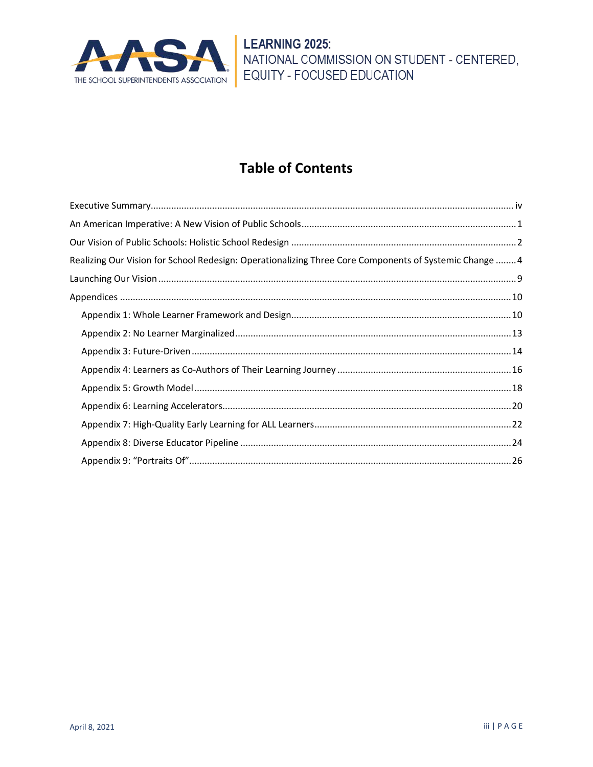# Table of Contents

Executive Summary ........................................................................................................................................ iv

An American Imperative: A New Vision of Public Schools ................................................................................. 1

Our Vision of Public Schools: Holistic School Redesign ..................................................................................... 2

Realizing Our Vision for School Redesign: Operationalizing Three Core Components of Systemic Change ........ 4

Launching Our Vision ........................................................................................................................................ 9

Appendices ..................................................................................................................................................... 10

- Appendix 1: Whole Learner Framework and Design ................................................................................... 10
- Appendix 2: No Learner Marginalized ......................................................................................................... 13
- Appendix 3: Future-Driven ......................................................................................................................... 14
- Appendix 4: Learners as Co-Authors of Their Learning Journey ................................................................... 16
- Appendix 5: Growth Model ........................................................................................................................ 18
- Appendix 6: Learning Accelerators .............................................................................................................. 20
- Appendix 7: High-Quality Early Learning for ALL Learners ........................................................................... 22
- Appendix 8: Diverse Educator Pipeline ....................................................................................................... 24
- Appendix 9: "Portraits Of" .......................................................................................................................... 26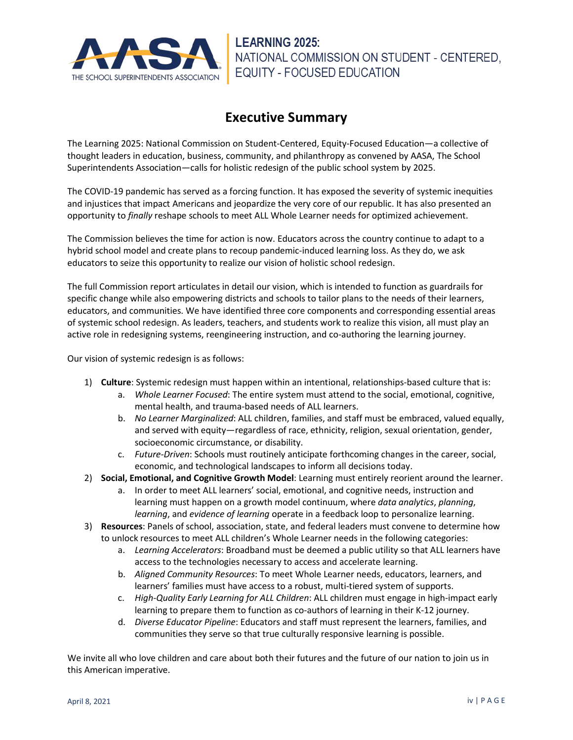# Executive Summary

The Learning 2025: National Commission on Student-Centered, Equity-Focused Education—a collective of thought leaders in education, business, community, and philanthropy as convened by AASA, The School Superintendents Association—calls for holistic redesign of the public school system by 2025.

The COVID-19 pandemic has served as a forcing function. It has exposed the severity of systemic inequities and injustices that impact Americans and jeopardize the very core of our republic. It has also presented an opportunity to *finally* reshape schools to meet ALL Whole Learner needs for optimized achievement.

The Commission believes the time for action is now. Educators across the country continue to adapt to a hybrid school model and create plans to recoup pandemic-induced learning loss. As they do, we ask educators to seize this opportunity to realize our vision of holistic school redesign.

The full Commission report articulates in detail our vision, which is intended to function as guardrails for specific change while also empowering districts and schools to tailor plans to the needs of their learners, educators, and communities. We have identified three core components and corresponding essential areas of systemic school redesign. As leaders, teachers, and students work to realize this vision, all must play an active role in redesigning systems, reengineering instruction, and co-authoring the learning journey.

Our vision of systemic redesign is as follows:

1) **Culture**: Systemic redesign must happen within an intentional, relationships-based culture that is:
   a. *Whole Learner Focused*: The entire system must attend to the social, emotional, cognitive, mental health, and trauma-based needs of ALL learners.
   b. *No Learner Marginalized*: ALL children, families, and staff must be embraced, valued equally, and served with equity—regardless of race, ethnicity, religion, sexual orientation, gender, socioeconomic circumstance, or disability.
   c. *Future-Driven*: Schools must routinely anticipate forthcoming changes in the career, social, economic, and technological landscapes to inform all decisions today.
2) **Social, Emotional, and Cognitive Growth Model**: Learning must entirely reorient around the learner.
   a. In order to meet ALL learners' social, emotional, and cognitive needs, instruction and learning must happen on a growth model continuum, where *data analytics*, *planning*, *learning*, and *evidence of learning* operate in a feedback loop to personalize learning.
3) **Resources**: Panels of school, association, state, and federal leaders must convene to determine how to unlock resources to meet ALL children's Whole Learner needs in the following categories:
   a. *Learning Accelerators*: Broadband must be deemed a public utility so that ALL learners have access to the technologies necessary to access and accelerate learning.
   b. *Aligned Community Resources*: To meet Whole Learner needs, educators, learners, and learners' families must have access to a robust, multi-tiered system of supports.
   c. *High-Quality Early Learning for ALL Children*: ALL children must engage in high-impact early learning to prepare them to function as co-authors of learning in their K-12 journey.
   d. *Diverse Educator Pipeline*: Educators and staff must represent the learners, families, and communities they serve so that true culturally responsive learning is possible.

We invite all who love children and care about both their futures and the future of our nation to join us in this American imperative.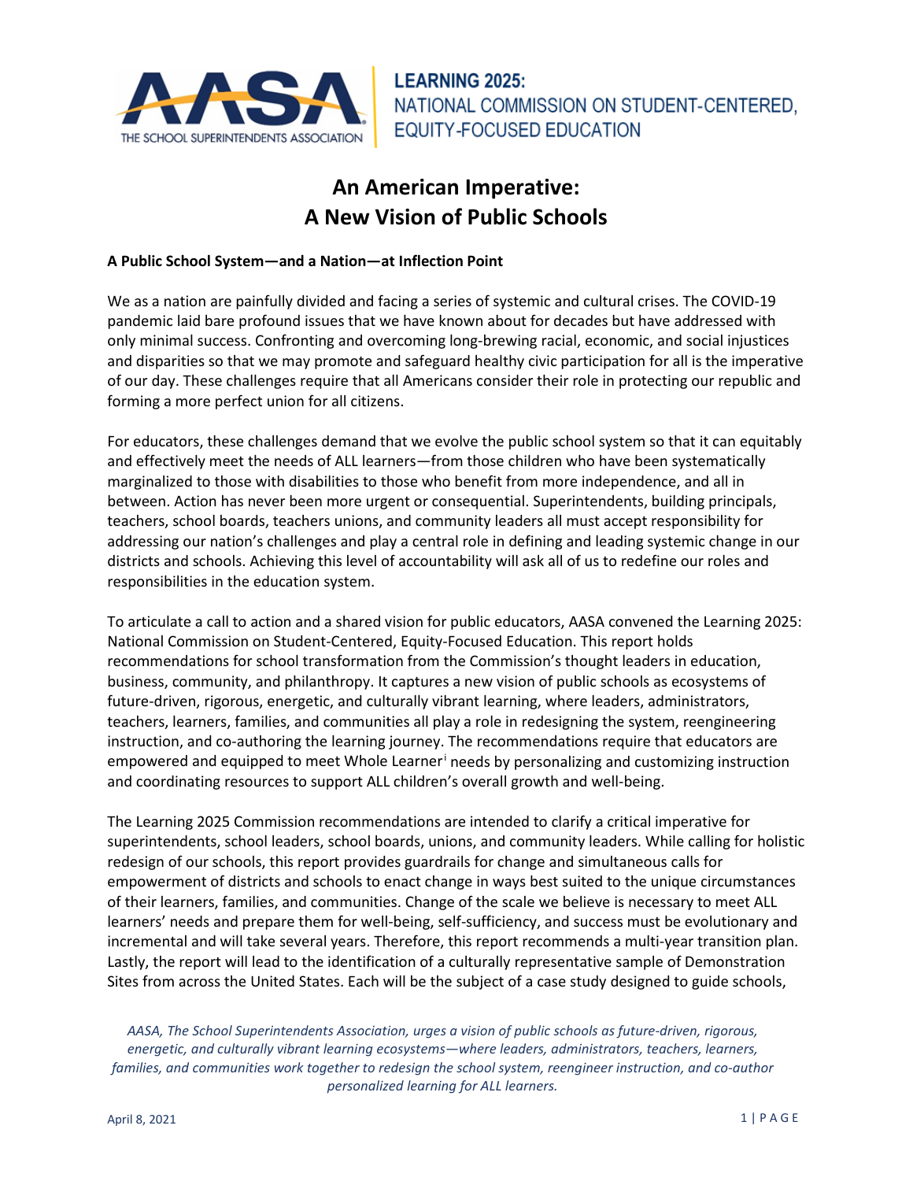**LEARNING 2025:**
NATIONAL COMMISSION ON STUDENT-CENTERED, EQUITY-FOCUSED EDUCATION

# An American Imperative: A New Vision of Public Schools

### A Public School System—and a Nation—at Inflection Point

We as a nation are painfully divided and facing a series of systemic and cultural crises. The COVID-19 pandemic laid bare profound issues that we have known about for decades but have addressed with only minimal success. Confronting and overcoming long-brewing racial, economic, and social injustices and disparities so that we may promote and safeguard healthy civic participation for all is the imperative of our day. These challenges require that all Americans consider their role in protecting our republic and forming a more perfect union for all citizens.

For educators, these challenges demand that we evolve the public school system so that it can equitably and effectively meet the needs of ALL learners—from those children who have been systematically marginalized to those with disabilities to those who benefit from more independence, and all in between. Action has never been more urgent or consequential. Superintendents, building principals, teachers, school boards, teachers unions, and community leaders all must accept responsibility for addressing our nation's challenges and play a central role in defining and leading systemic change in our districts and schools. Achieving this level of accountability will ask all of us to redefine our roles and responsibilities in the education system.

To articulate a call to action and a shared vision for public educators, AASA convened the Learning 2025: National Commission on Student-Centered, Equity-Focused Education. This report holds recommendations for school transformation from the Commission's thought leaders in education, business, community, and philanthropy. It captures a new vision of public schools as ecosystems of future-driven, rigorous, energetic, and culturally vibrant learning, where leaders, administrators, teachers, learners, families, and communities all play a role in redesigning the system, reengineering instruction, and co-authoring the learning journey. The recommendations require that educators are empowered and equipped to meet Whole Learner[i] needs by personalizing and customizing instruction and coordinating resources to support ALL children's overall growth and well-being.

The Learning 2025 Commission recommendations are intended to clarify a critical imperative for superintendents, school leaders, school boards, unions, and community leaders. While calling for holistic redesign of our schools, this report provides guardrails for change and simultaneous calls for empowerment of districts and schools to enact change in ways best suited to the unique circumstances of their learners, families, and communities. Change of the scale we believe is necessary to meet ALL learners' needs and prepare them for well-being, self-sufficiency, and success must be evolutionary and incremental and will take several years. Therefore, this report recommends a multi-year transition plan. Lastly, the report will lead to the identification of a culturally representative sample of Demonstration Sites from across the United States. Each will be the subject of a case study designed to guide schools,

*AASA, The School Superintendents Association, urges a vision of public schools as future-driven, rigorous, energetic, and culturally vibrant learning ecosystems—where leaders, administrators, teachers, learners, families, and communities work together to redesign the school system, reengineer instruction, and co-author personalized learning for ALL learners.*

April 8, 2021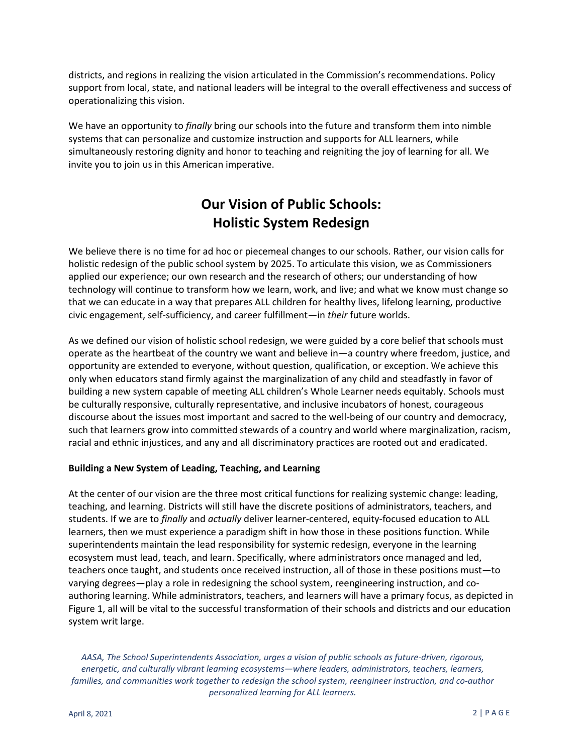districts, and regions in realizing the vision articulated in the Commission's recommendations. Policy support from local, state, and national leaders will be integral to the overall effectiveness and success of operationalizing this vision.

We have an opportunity to *finally* bring our schools into the future and transform them into nimble systems that can personalize and customize instruction and supports for ALL learners, while simultaneously restoring dignity and honor to teaching and reigniting the joy of learning for all. We invite you to join us in this American imperative.

# Our Vision of Public Schools: Holistic System Redesign

We believe there is no time for ad hoc or piecemeal changes to our schools. Rather, our vision calls for holistic redesign of the public school system by 2025. To articulate this vision, we as Commissioners applied our experience; our own research and the research of others; our understanding of how technology will continue to transform how we learn, work, and live; and what we know must change so that we can educate in a way that prepares ALL children for healthy lives, lifelong learning, productive civic engagement, self-sufficiency, and career fulfillment—in *their* future worlds.

As we defined our vision of holistic school redesign, we were guided by a core belief that schools must operate as the heartbeat of the country we want and believe in—a country where freedom, justice, and opportunity are extended to everyone, without question, qualification, or exception. We achieve this only when educators stand firmly against the marginalization of any child and steadfastly in favor of building a new system capable of meeting ALL children's Whole Learner needs equitably. Schools must be culturally responsive, culturally representative, and inclusive incubators of honest, courageous discourse about the issues most important and sacred to the well-being of our country and democracy, such that learners grow into committed stewards of a country and world where marginalization, racism, racial and ethnic injustices, and any and all discriminatory practices are rooted out and eradicated.

**Building a New System of Leading, Teaching, and Learning**

At the center of our vision are the three most critical functions for realizing systemic change: leading, teaching, and learning. Districts will still have the discrete positions of administrators, teachers, and students. If we are to *finally* and *actually* deliver learner-centered, equity-focused education to ALL learners, then we must experience a paradigm shift in how those in these positions function. While superintendents maintain the lead responsibility for systemic redesign, everyone in the learning ecosystem must lead, teach, and learn. Specifically, where administrators once managed and led, teachers once taught, and students once received instruction, all of those in these positions must—to varying degrees—play a role in redesigning the school system, reengineering instruction, and co-authoring learning. While administrators, teachers, and learners will have a primary focus, as depicted in Figure 1, all will be vital to the successful transformation of their schools and districts and our education system writ large.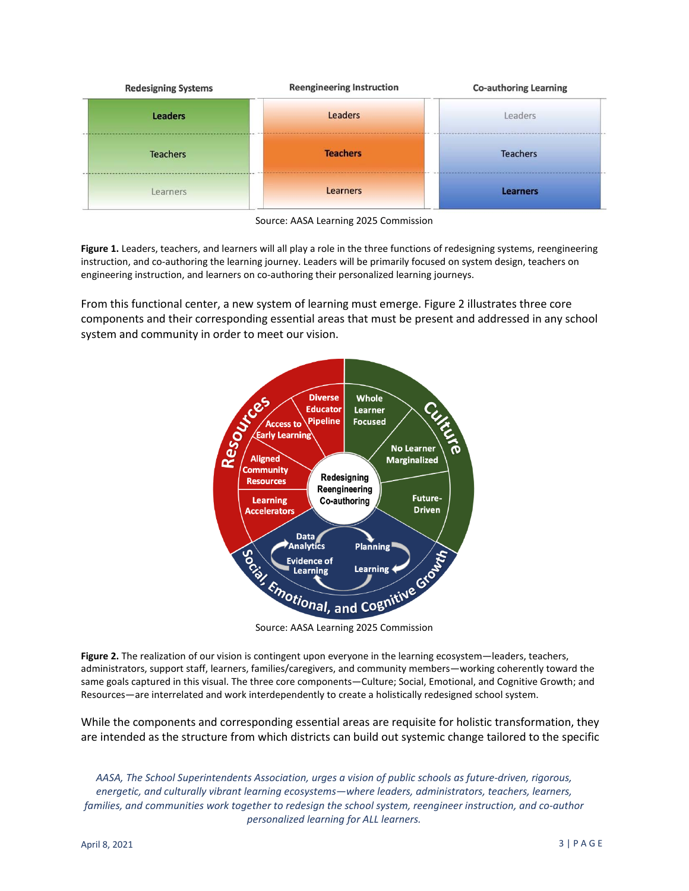| Redesigning Systems | Reengineering Instruction | Co-authoring Learning |
|---|---|---|
| **Leaders** | Leaders | Leaders |
| Teachers | **Teachers** | Teachers |
| Learners | Learners | **Learners** |

Source: AASA Learning 2025 Commission

**Figure 1.** Leaders, teachers, and learners will all play a role in the three functions of redesigning systems, reengineering instruction, and co-authoring the learning journey. Leaders will be primarily focused on system design, teachers on engineering instruction, and learners on co-authoring their personalized learning journeys.

From this functional center, a new system of learning must emerge. Figure 2 illustrates three core components and their corresponding essential areas that must be present and addressed in any school system and community in order to meet our vision.

Source: AASA Learning 2025 Commission

**Figure 2.** The realization of our vision is contingent upon everyone in the learning ecosystem—leaders, teachers, administrators, support staff, learners, families/caregivers, and community members—working coherently toward the same goals captured in this visual. The three core components—Culture; Social, Emotional, and Cognitive Growth; and Resources—are interrelated and work interdependently to create a holistically redesigned school system.

While the components and corresponding essential areas are requisite for holistic transformation, they are intended as the structure from which districts can build out systemic change tailored to the specific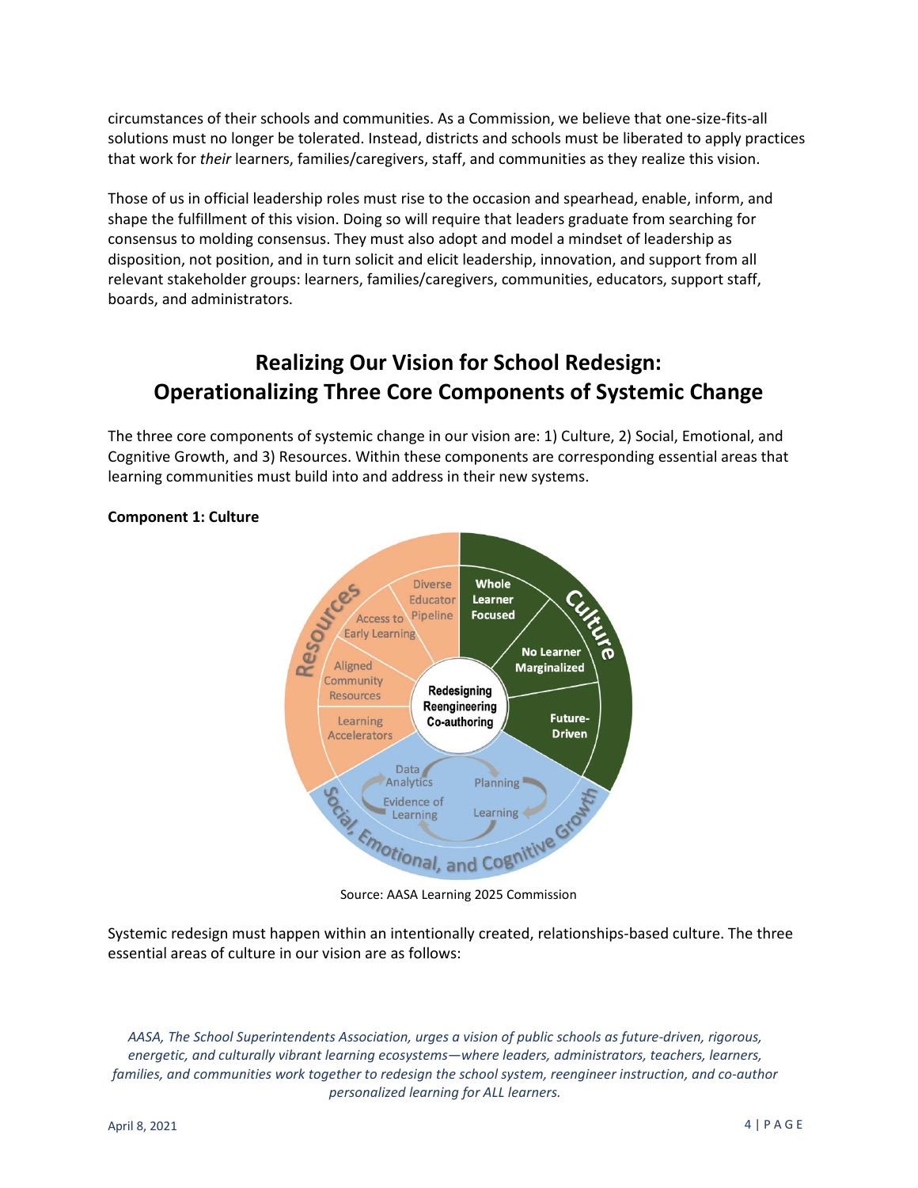circumstances of their schools and communities. As a Commission, we believe that one-size-fits-all solutions must no longer be tolerated. Instead, districts and schools must be liberated to apply practices that work for *their* learners, families/caregivers, staff, and communities as they realize this vision.

Those of us in official leadership roles must rise to the occasion and spearhead, enable, inform, and shape the fulfillment of this vision. Doing so will require that leaders graduate from searching for consensus to molding consensus. They must also adopt and model a mindset of leadership as disposition, not position, and in turn solicit and elicit leadership, innovation, and support from all relevant stakeholder groups: learners, families/caregivers, communities, educators, support staff, boards, and administrators.

## Realizing Our Vision for School Redesign: Operationalizing Three Core Components of Systemic Change

The three core components of systemic change in our vision are: 1) Culture, 2) Social, Emotional, and Cognitive Growth, and 3) Resources. Within these components are corresponding essential areas that learning communities must build into and address in their new systems.

**Component 1: Culture**

Source: AASA Learning 2025 Commission

Systemic redesign must happen within an intentionally created, relationships-based culture. The three essential areas of culture in our vision are as follows:

*AASA, The School Superintendents Association, urges a vision of public schools as future-driven, rigorous, energetic, and culturally vibrant learning ecosystems—where leaders, administrators, teachers, learners, families, and communities work together to redesign the school system, reengineer instruction, and co-author personalized learning for ALL learners.*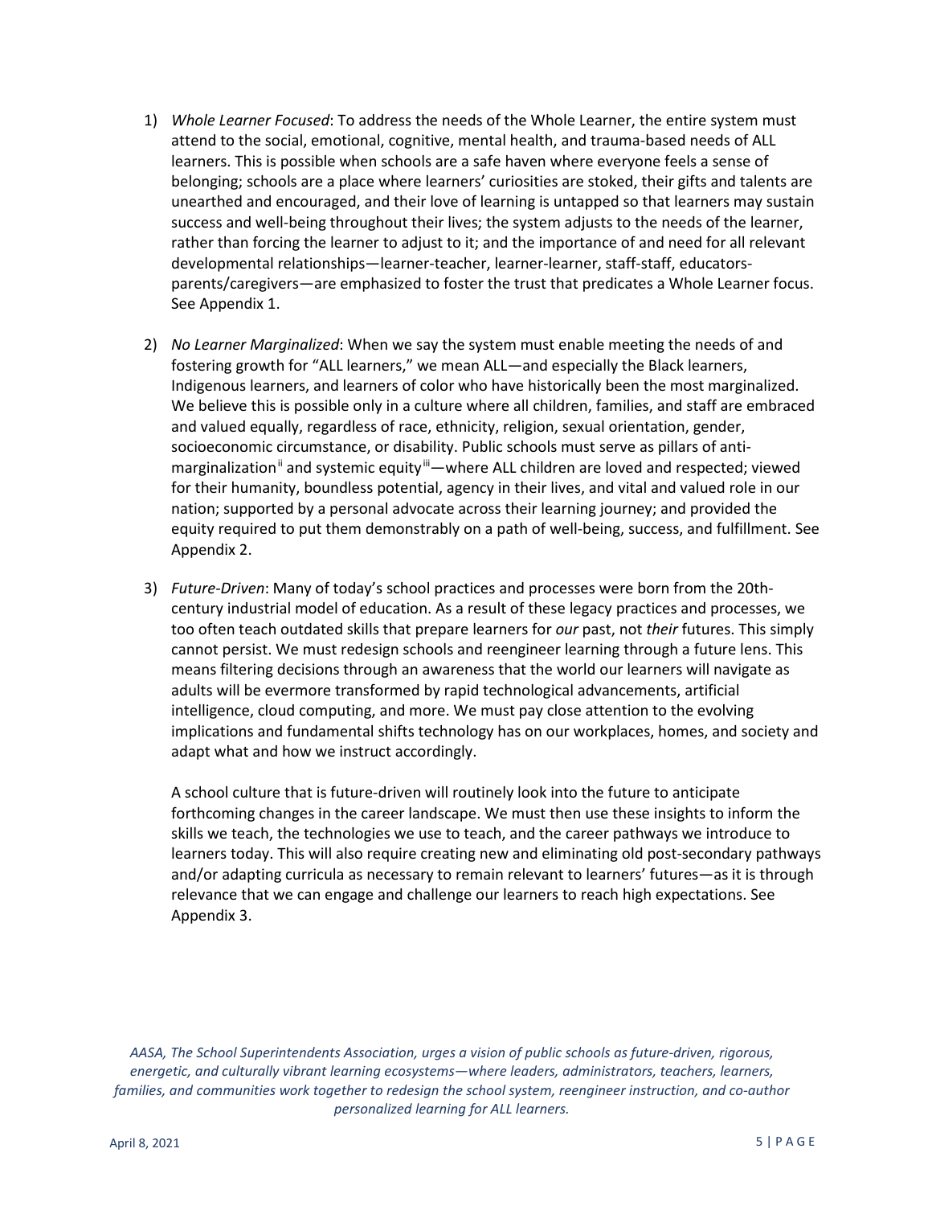1) *Whole Learner Focused*: To address the needs of the Whole Learner, the entire system must attend to the social, emotional, cognitive, mental health, and trauma-based needs of ALL learners. This is possible when schools are a safe haven where everyone feels a sense of belonging; schools are a place where learners' curiosities are stoked, their gifts and talents are unearthed and encouraged, and their love of learning is untapped so that learners may sustain success and well-being throughout their lives; the system adjusts to the needs of the learner, rather than forcing the learner to adjust to it; and the importance of and need for all relevant developmental relationships—learner-teacher, learner-learner, staff-staff, educators-parents/caregivers—are emphasized to foster the trust that predicates a Whole Learner focus. See Appendix 1.

2) *No Learner Marginalized*: When we say the system must enable meeting the needs of and fostering growth for "ALL learners," we mean ALL—and especially the Black learners, Indigenous learners, and learners of color who have historically been the most marginalized. We believe this is possible only in a culture where all children, families, and staff are embraced and valued equally, regardless of race, ethnicity, religion, sexual orientation, gender, socioeconomic circumstance, or disability. Public schools must serve as pillars of anti-marginalization[ii] and systemic equity[iii]—where ALL children are loved and respected; viewed for their humanity, boundless potential, agency in their lives, and vital and valued role in our nation; supported by a personal advocate across their learning journey; and provided the equity required to put them demonstrably on a path of well-being, success, and fulfillment. See Appendix 2.

3) *Future-Driven*: Many of today's school practices and processes were born from the 20th-century industrial model of education. As a result of these legacy practices and processes, we too often teach outdated skills that prepare learners for *our* past, not *their* futures. This simply cannot persist. We must redesign schools and reengineer learning through a future lens. This means filtering decisions through an awareness that the world our learners will navigate as adults will be evermore transformed by rapid technological advancements, artificial intelligence, cloud computing, and more. We must pay close attention to the evolving implications and fundamental shifts technology has on our workplaces, homes, and society and adapt what and how we instruct accordingly.

   A school culture that is future-driven will routinely look into the future to anticipate forthcoming changes in the career landscape. We must then use these insights to inform the skills we teach, the technologies we use to teach, and the career pathways we introduce to learners today. This will also require creating new and eliminating old post-secondary pathways and/or adapting curricula as necessary to remain relevant to learners' futures—as it is through relevance that we can engage and challenge our learners to reach high expectations. See Appendix 3.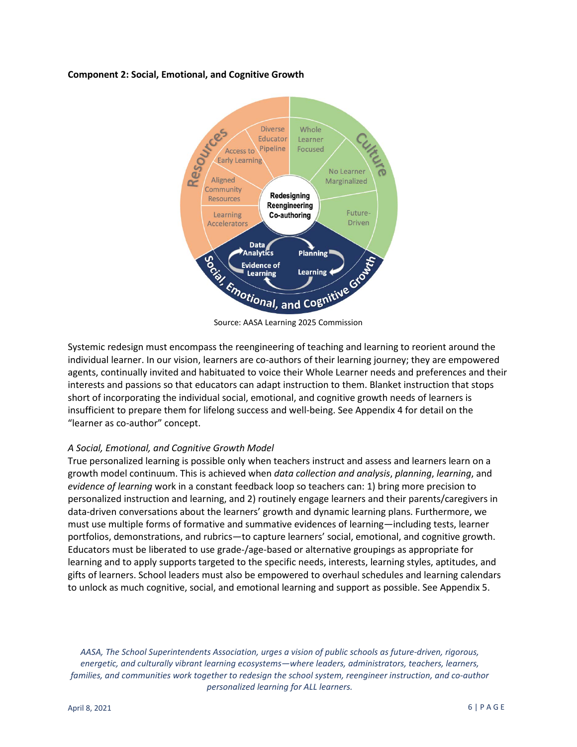**Component 2: Social, Emotional, and Cognitive Growth**

Source: AASA Learning 2025 Commission

Systemic redesign must encompass the reengineering of teaching and learning to reorient around the individual learner. In our vision, learners are co-authors of their learning journey; they are empowered agents, continually invited and habituated to voice their Whole Learner needs and preferences and their interests and passions so that educators can adapt instruction to them. Blanket instruction that stops short of incorporating the individual social, emotional, and cognitive growth needs of learners is insufficient to prepare them for lifelong success and well-being. See Appendix 4 for detail on the "learner as co-author" concept.

*A Social, Emotional, and Cognitive Growth Model*

True personalized learning is possible only when teachers instruct and assess and learners learn on a growth model continuum. This is achieved when *data collection and analysis*, *planning*, *learning*, and *evidence of learning* work in a constant feedback loop so teachers can: 1) bring more precision to personalized instruction and learning, and 2) routinely engage learners and their parents/caregivers in data-driven conversations about the learners' growth and dynamic learning plans. Furthermore, we must use multiple forms of formative and summative evidences of learning—including tests, learner portfolios, demonstrations, and rubrics—to capture learners' social, emotional, and cognitive growth. Educators must be liberated to use grade-/age-based or alternative groupings as appropriate for learning and to apply supports targeted to the specific needs, interests, learning styles, aptitudes, and gifts of learners. School leaders must also be empowered to overhaul schedules and learning calendars to unlock as much cognitive, social, and emotional learning and support as possible. See Appendix 5.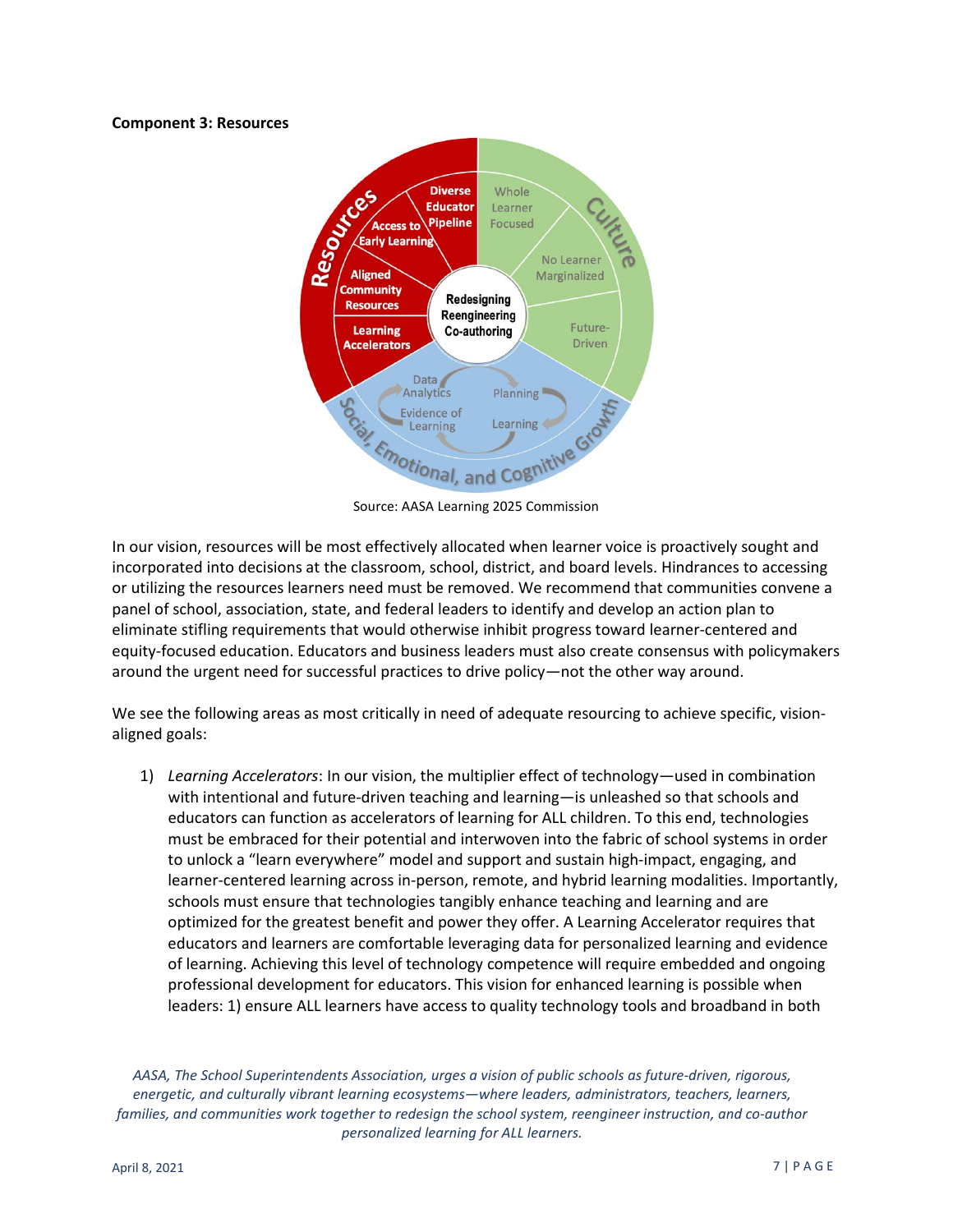**Component 3: Resources**

Source: AASA Learning 2025 Commission

In our vision, resources will be most effectively allocated when learner voice is proactively sought and incorporated into decisions at the classroom, school, district, and board levels. Hindrances to accessing or utilizing the resources learners need must be removed. We recommend that communities convene a panel of school, association, state, and federal leaders to identify and develop an action plan to eliminate stifling requirements that would otherwise inhibit progress toward learner-centered and equity-focused education. Educators and business leaders must also create consensus with policymakers around the urgent need for successful practices to drive policy—not the other way around.

We see the following areas as most critically in need of adequate resourcing to achieve specific, vision-aligned goals:

1) *Learning Accelerators*: In our vision, the multiplier effect of technology—used in combination with intentional and future-driven teaching and learning—is unleashed so that schools and educators can function as accelerators of learning for ALL children. To this end, technologies must be embraced for their potential and interwoven into the fabric of school systems in order to unlock a "learn everywhere" model and support and sustain high-impact, engaging, and learner-centered learning across in-person, remote, and hybrid learning modalities. Importantly, schools must ensure that technologies tangibly enhance teaching and learning and are optimized for the greatest benefit and power they offer. A Learning Accelerator requires that educators and learners are comfortable leveraging data for personalized learning and evidence of learning. Achieving this level of technology competence will require embedded and ongoing professional development for educators. This vision for enhanced learning is possible when leaders: 1) ensure ALL learners have access to quality technology tools and broadband in both

*AASA, The School Superintendents Association, urges a vision of public schools as future-driven, rigorous, energetic, and culturally vibrant learning ecosystems—where leaders, administrators, teachers, learners, families, and communities work together to redesign the school system, reengineer instruction, and co-author personalized learning for ALL learners.*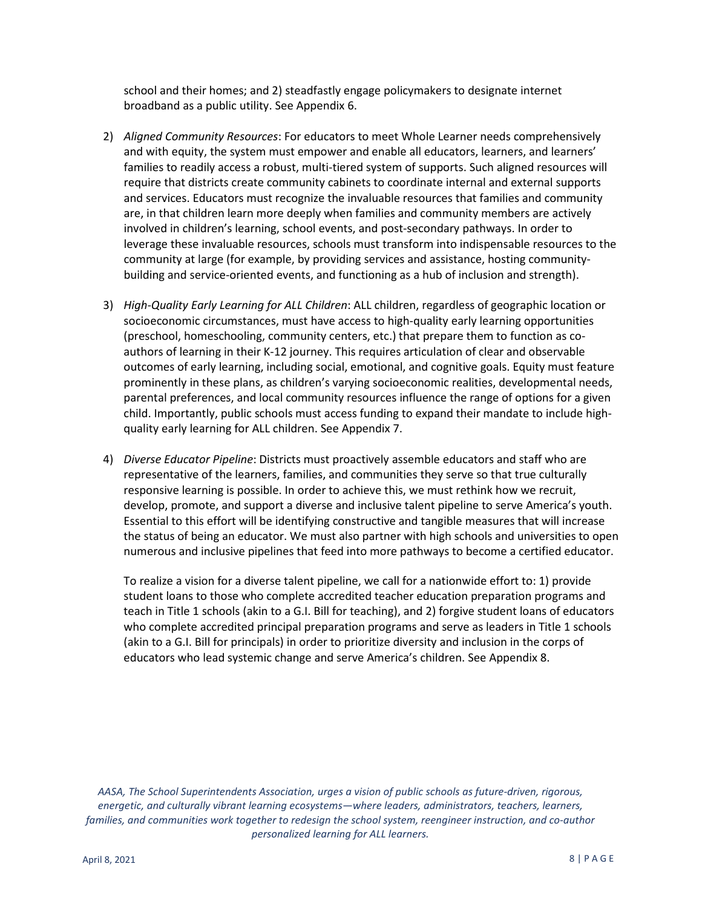school and their homes; and 2) steadfastly engage policymakers to designate internet broadband as a public utility. See Appendix 6.

2) *Aligned Community Resources*: For educators to meet Whole Learner needs comprehensively and with equity, the system must empower and enable all educators, learners, and learners' families to readily access a robust, multi-tiered system of supports. Such aligned resources will require that districts create community cabinets to coordinate internal and external supports and services. Educators must recognize the invaluable resources that families and community are, in that children learn more deeply when families and community members are actively involved in children's learning, school events, and post-secondary pathways. In order to leverage these invaluable resources, schools must transform into indispensable resources to the community at large (for example, by providing services and assistance, hosting community-building and service-oriented events, and functioning as a hub of inclusion and strength).

3) *High-Quality Early Learning for ALL Children*: ALL children, regardless of geographic location or socioeconomic circumstances, must have access to high-quality early learning opportunities (preschool, homeschooling, community centers, etc.) that prepare them to function as co-authors of learning in their K-12 journey. This requires articulation of clear and observable outcomes of early learning, including social, emotional, and cognitive goals. Equity must feature prominently in these plans, as children's varying socioeconomic realities, developmental needs, parental preferences, and local community resources influence the range of options for a given child. Importantly, public schools must access funding to expand their mandate to include high-quality early learning for ALL children. See Appendix 7.

4) *Diverse Educator Pipeline*: Districts must proactively assemble educators and staff who are representative of the learners, families, and communities they serve so that true culturally responsive learning is possible. In order to achieve this, we must rethink how we recruit, develop, promote, and support a diverse and inclusive talent pipeline to serve America's youth. Essential to this effort will be identifying constructive and tangible measures that will increase the status of being an educator. We must also partner with high schools and universities to open numerous and inclusive pipelines that feed into more pathways to become a certified educator.

   To realize a vision for a diverse talent pipeline, we call for a nationwide effort to: 1) provide student loans to those who complete accredited teacher education preparation programs and teach in Title 1 schools (akin to a G.I. Bill for teaching), and 2) forgive student loans of educators who complete accredited principal preparation programs and serve as leaders in Title 1 schools (akin to a G.I. Bill for principals) in order to prioritize diversity and inclusion in the corps of educators who lead systemic change and serve America's children. See Appendix 8.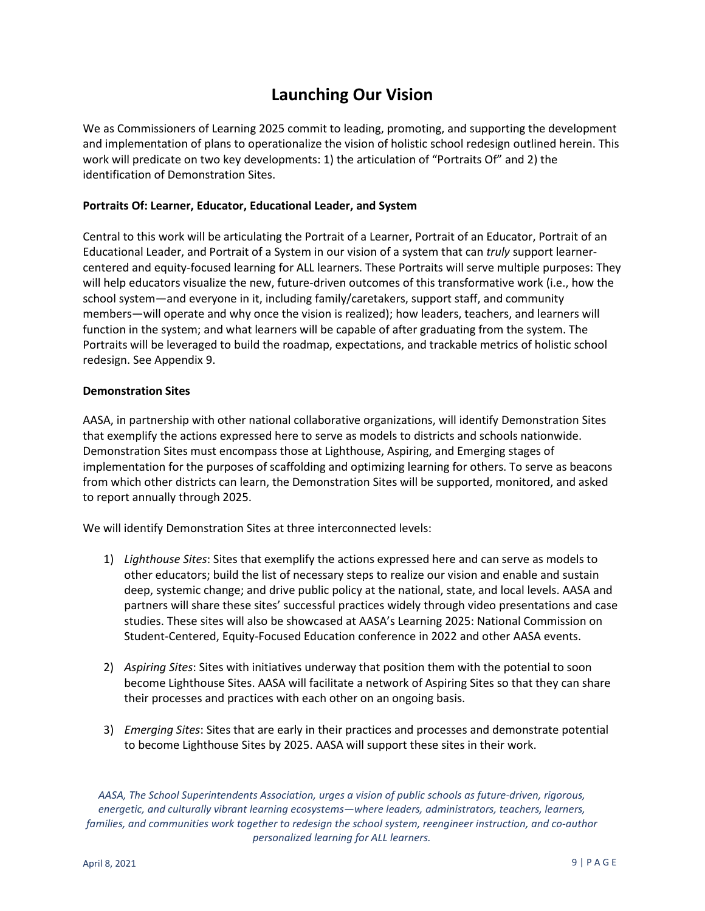# Launching Our Vision

We as Commissioners of Learning 2025 commit to leading, promoting, and supporting the development and implementation of plans to operationalize the vision of holistic school redesign outlined herein. This work will predicate on two key developments: 1) the articulation of "Portraits Of" and 2) the identification of Demonstration Sites.

**Portraits Of: Learner, Educator, Educational Leader, and System**

Central to this work will be articulating the Portrait of a Learner, Portrait of an Educator, Portrait of an Educational Leader, and Portrait of a System in our vision of a system that can *truly* support learner-centered and equity-focused learning for ALL learners. These Portraits will serve multiple purposes: They will help educators visualize the new, future-driven outcomes of this transformative work (i.e., how the school system—and everyone in it, including family/caretakers, support staff, and community members—will operate and why once the vision is realized); how leaders, teachers, and learners will function in the system; and what learners will be capable of after graduating from the system. The Portraits will be leveraged to build the roadmap, expectations, and trackable metrics of holistic school redesign. See Appendix 9.

**Demonstration Sites**

AASA, in partnership with other national collaborative organizations, will identify Demonstration Sites that exemplify the actions expressed here to serve as models to districts and schools nationwide. Demonstration Sites must encompass those at Lighthouse, Aspiring, and Emerging stages of implementation for the purposes of scaffolding and optimizing learning for others. To serve as beacons from which other districts can learn, the Demonstration Sites will be supported, monitored, and asked to report annually through 2025.

We will identify Demonstration Sites at three interconnected levels:

1) *Lighthouse Sites*: Sites that exemplify the actions expressed here and can serve as models to other educators; build the list of necessary steps to realize our vision and enable and sustain deep, systemic change; and drive public policy at the national, state, and local levels. AASA and partners will share these sites' successful practices widely through video presentations and case studies. These sites will also be showcased at AASA's Learning 2025: National Commission on Student-Centered, Equity-Focused Education conference in 2022 and other AASA events.

2) *Aspiring Sites*: Sites with initiatives underway that position them with the potential to soon become Lighthouse Sites. AASA will facilitate a network of Aspiring Sites so that they can share their processes and practices with each other on an ongoing basis.

3) *Emerging Sites*: Sites that are early in their practices and processes and demonstrate potential to become Lighthouse Sites by 2025. AASA will support these sites in their work.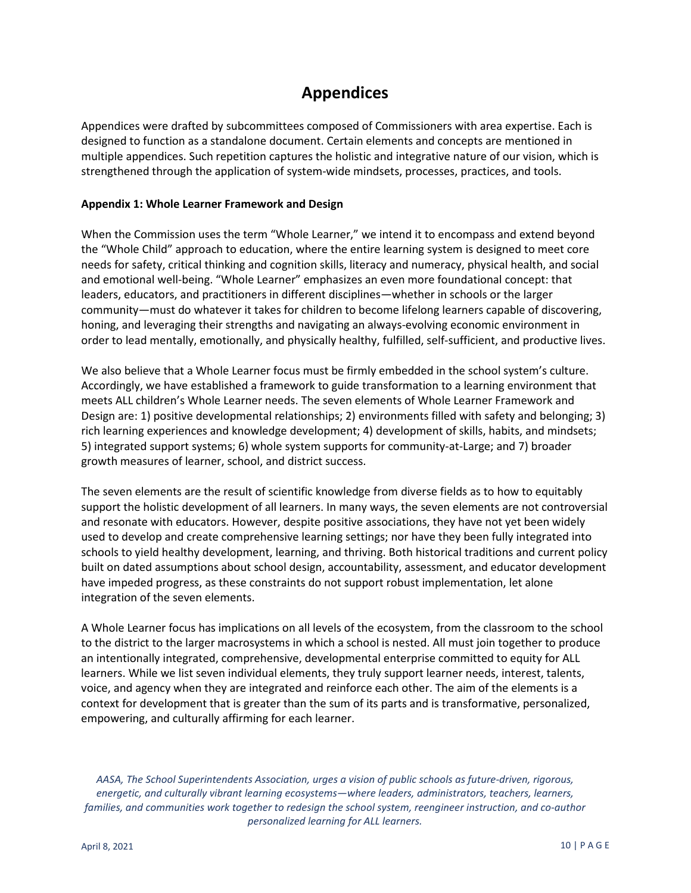# Appendices

Appendices were drafted by subcommittees composed of Commissioners with area expertise. Each is designed to function as a standalone document. Certain elements and concepts are mentioned in multiple appendices. Such repetition captures the holistic and integrative nature of our vision, which is strengthened through the application of system-wide mindsets, processes, practices, and tools.

**Appendix 1: Whole Learner Framework and Design**

When the Commission uses the term "Whole Learner," we intend it to encompass and extend beyond the "Whole Child" approach to education, where the entire learning system is designed to meet core needs for safety, critical thinking and cognition skills, literacy and numeracy, physical health, and social and emotional well-being. "Whole Learner" emphasizes an even more foundational concept: that leaders, educators, and practitioners in different disciplines—whether in schools or the larger community—must do whatever it takes for children to become lifelong learners capable of discovering, honing, and leveraging their strengths and navigating an always-evolving economic environment in order to lead mentally, emotionally, and physically healthy, fulfilled, self-sufficient, and productive lives.

We also believe that a Whole Learner focus must be firmly embedded in the school system's culture. Accordingly, we have established a framework to guide transformation to a learning environment that meets ALL children's Whole Learner needs. The seven elements of Whole Learner Framework and Design are: 1) positive developmental relationships; 2) environments filled with safety and belonging; 3) rich learning experiences and knowledge development; 4) development of skills, habits, and mindsets; 5) integrated support systems; 6) whole system supports for community-at-Large; and 7) broader growth measures of learner, school, and district success.

The seven elements are the result of scientific knowledge from diverse fields as to how to equitably support the holistic development of all learners. In many ways, the seven elements are not controversial and resonate with educators. However, despite positive associations, they have not yet been widely used to develop and create comprehensive learning settings; nor have they been fully integrated into schools to yield healthy development, learning, and thriving. Both historical traditions and current policy built on dated assumptions about school design, accountability, assessment, and educator development have impeded progress, as these constraints do not support robust implementation, let alone integration of the seven elements.

A Whole Learner focus has implications on all levels of the ecosystem, from the classroom to the school to the district to the larger macrosystems in which a school is nested. All must join together to produce an intentionally integrated, comprehensive, developmental enterprise committed to equity for ALL learners. While we list seven individual elements, they truly support learner needs, interest, talents, voice, and agency when they are integrated and reinforce each other. The aim of the elements is a context for development that is greater than the sum of its parts and is transformative, personalized, empowering, and culturally affirming for each learner.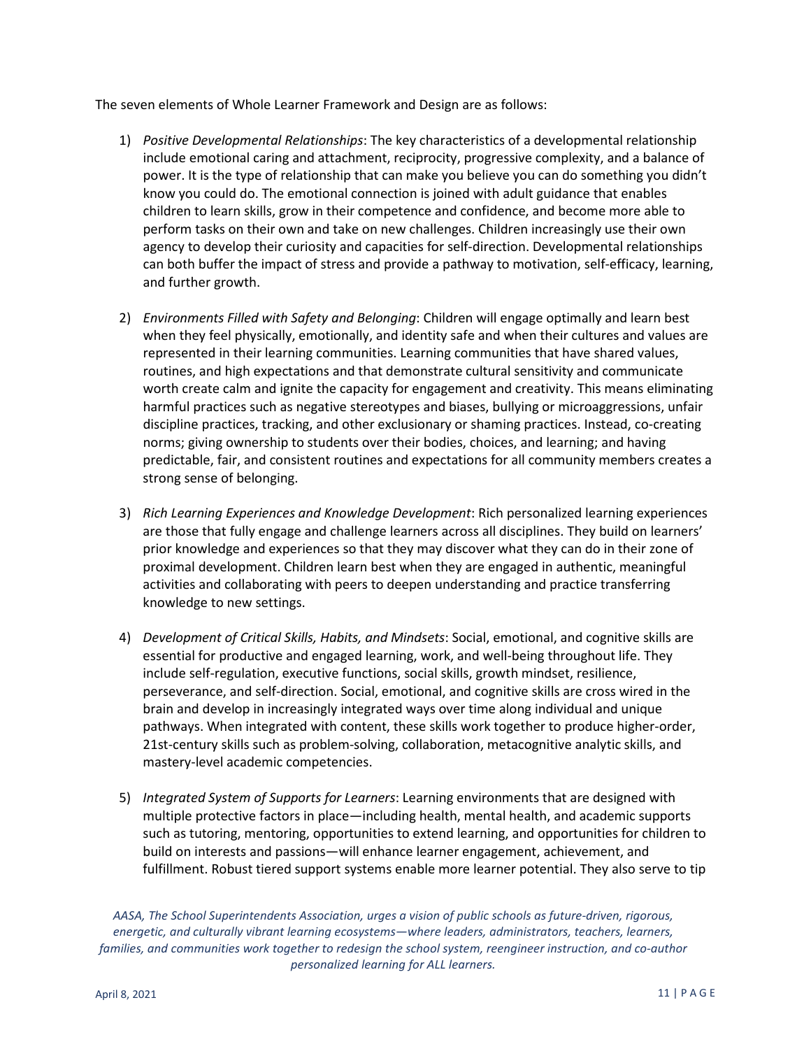The seven elements of Whole Learner Framework and Design are as follows:

1) *Positive Developmental Relationships*: The key characteristics of a developmental relationship include emotional caring and attachment, reciprocity, progressive complexity, and a balance of power. It is the type of relationship that can make you believe you can do something you didn't know you could do. The emotional connection is joined with adult guidance that enables children to learn skills, grow in their competence and confidence, and become more able to perform tasks on their own and take on new challenges. Children increasingly use their own agency to develop their curiosity and capacities for self-direction. Developmental relationships can both buffer the impact of stress and provide a pathway to motivation, self-efficacy, learning, and further growth.

2) *Environments Filled with Safety and Belonging*: Children will engage optimally and learn best when they feel physically, emotionally, and identity safe and when their cultures and values are represented in their learning communities. Learning communities that have shared values, routines, and high expectations and that demonstrate cultural sensitivity and communicate worth create calm and ignite the capacity for engagement and creativity. This means eliminating harmful practices such as negative stereotypes and biases, bullying or microaggressions, unfair discipline practices, tracking, and other exclusionary or shaming practices. Instead, co-creating norms; giving ownership to students over their bodies, choices, and learning; and having predictable, fair, and consistent routines and expectations for all community members creates a strong sense of belonging.

3) *Rich Learning Experiences and Knowledge Development*: Rich personalized learning experiences are those that fully engage and challenge learners across all disciplines. They build on learners' prior knowledge and experiences so that they may discover what they can do in their zone of proximal development. Children learn best when they are engaged in authentic, meaningful activities and collaborating with peers to deepen understanding and practice transferring knowledge to new settings.

4) *Development of Critical Skills, Habits, and Mindsets*: Social, emotional, and cognitive skills are essential for productive and engaged learning, work, and well-being throughout life. They include self-regulation, executive functions, social skills, growth mindset, resilience, perseverance, and self-direction. Social, emotional, and cognitive skills are cross wired in the brain and develop in increasingly integrated ways over time along individual and unique pathways. When integrated with content, these skills work together to produce higher-order, 21st-century skills such as problem-solving, collaboration, metacognitive analytic skills, and mastery-level academic competencies.

5) *Integrated System of Supports for Learners*: Learning environments that are designed with multiple protective factors in place—including health, mental health, and academic supports such as tutoring, mentoring, opportunities to extend learning, and opportunities for children to build on interests and passions—will enhance learner engagement, achievement, and fulfillment. Robust tiered support systems enable more learner potential. They also serve to tip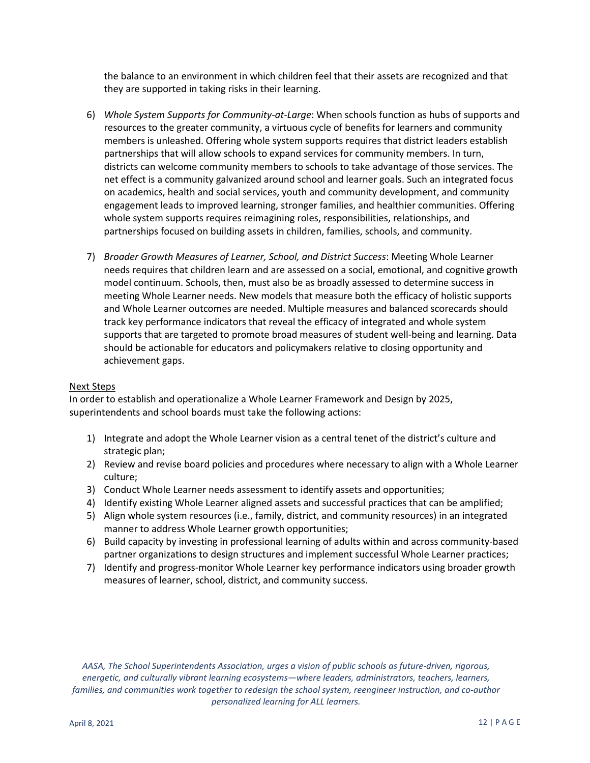the balance to an environment in which children feel that their assets are recognized and that they are supported in taking risks in their learning.

6) *Whole System Supports for Community-at-Large*: When schools function as hubs of supports and resources to the greater community, a virtuous cycle of benefits for learners and community members is unleashed. Offering whole system supports requires that district leaders establish partnerships that will allow schools to expand services for community members. In turn, districts can welcome community members to schools to take advantage of those services. The net effect is a community galvanized around school and learner goals. Such an integrated focus on academics, health and social services, youth and community development, and community engagement leads to improved learning, stronger families, and healthier communities. Offering whole system supports requires reimagining roles, responsibilities, relationships, and partnerships focused on building assets in children, families, schools, and community.

7) *Broader Growth Measures of Learner, School, and District Success*: Meeting Whole Learner needs requires that children learn and are assessed on a social, emotional, and cognitive growth model continuum. Schools, then, must also be as broadly assessed to determine success in meeting Whole Learner needs. New models that measure both the efficacy of holistic supports and Whole Learner outcomes are needed. Multiple measures and balanced scorecards should track key performance indicators that reveal the efficacy of integrated and whole system supports that are targeted to promote broad measures of student well-being and learning. Data should be actionable for educators and policymakers relative to closing opportunity and achievement gaps.

Next Steps

In order to establish and operationalize a Whole Learner Framework and Design by 2025, superintendents and school boards must take the following actions:

1) Integrate and adopt the Whole Learner vision as a central tenet of the district's culture and strategic plan;
2) Review and revise board policies and procedures where necessary to align with a Whole Learner culture;
3) Conduct Whole Learner needs assessment to identify assets and opportunities;
4) Identify existing Whole Learner aligned assets and successful practices that can be amplified;
5) Align whole system resources (i.e., family, district, and community resources) in an integrated manner to address Whole Learner growth opportunities;
6) Build capacity by investing in professional learning of adults within and across community-based partner organizations to design structures and implement successful Whole Learner practices;
7) Identify and progress-monitor Whole Learner key performance indicators using broader growth measures of learner, school, district, and community success.

*AASA, The School Superintendents Association, urges a vision of public schools as future-driven, rigorous, energetic, and culturally vibrant learning ecosystems—where leaders, administrators, teachers, learners, families, and communities work together to redesign the school system, reengineer instruction, and co-author personalized learning for ALL learners.*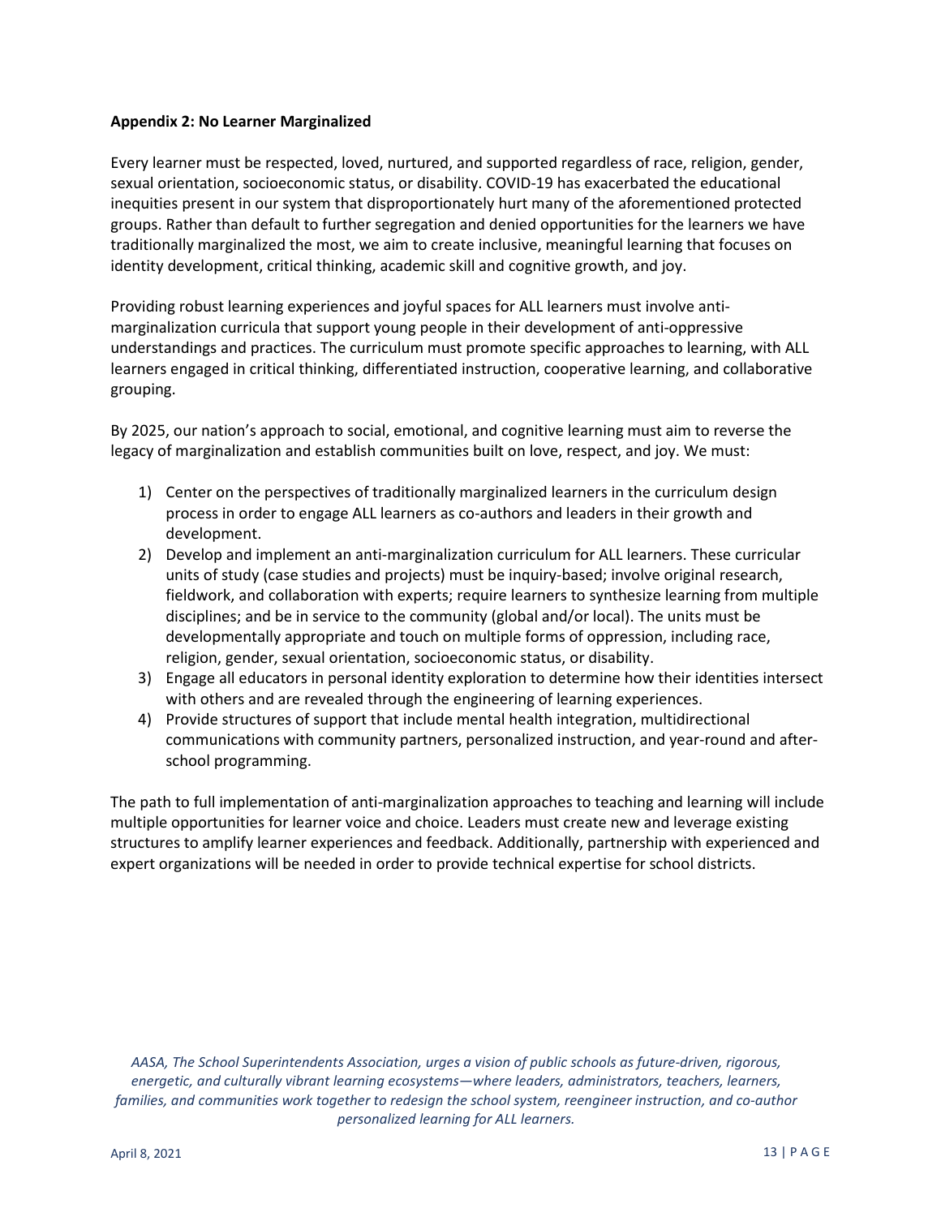**Appendix 2: No Learner Marginalized**

Every learner must be respected, loved, nurtured, and supported regardless of race, religion, gender, sexual orientation, socioeconomic status, or disability. COVID-19 has exacerbated the educational inequities present in our system that disproportionately hurt many of the aforementioned protected groups. Rather than default to further segregation and denied opportunities for the learners we have traditionally marginalized the most, we aim to create inclusive, meaningful learning that focuses on identity development, critical thinking, academic skill and cognitive growth, and joy.

Providing robust learning experiences and joyful spaces for ALL learners must involve anti-marginalization curricula that support young people in their development of anti-oppressive understandings and practices. The curriculum must promote specific approaches to learning, with ALL learners engaged in critical thinking, differentiated instruction, cooperative learning, and collaborative grouping.

By 2025, our nation's approach to social, emotional, and cognitive learning must aim to reverse the legacy of marginalization and establish communities built on love, respect, and joy. We must:

1) Center on the perspectives of traditionally marginalized learners in the curriculum design process in order to engage ALL learners as co-authors and leaders in their growth and development.
2) Develop and implement an anti-marginalization curriculum for ALL learners. These curricular units of study (case studies and projects) must be inquiry-based; involve original research, fieldwork, and collaboration with experts; require learners to synthesize learning from multiple disciplines; and be in service to the community (global and/or local). The units must be developmentally appropriate and touch on multiple forms of oppression, including race, religion, gender, sexual orientation, socioeconomic status, or disability.
3) Engage all educators in personal identity exploration to determine how their identities intersect with others and are revealed through the engineering of learning experiences.
4) Provide structures of support that include mental health integration, multidirectional communications with community partners, personalized instruction, and year-round and after-school programming.

The path to full implementation of anti-marginalization approaches to teaching and learning will include multiple opportunities for learner voice and choice. Leaders must create new and leverage existing structures to amplify learner experiences and feedback. Additionally, partnership with experienced and expert organizations will be needed in order to provide technical expertise for school districts.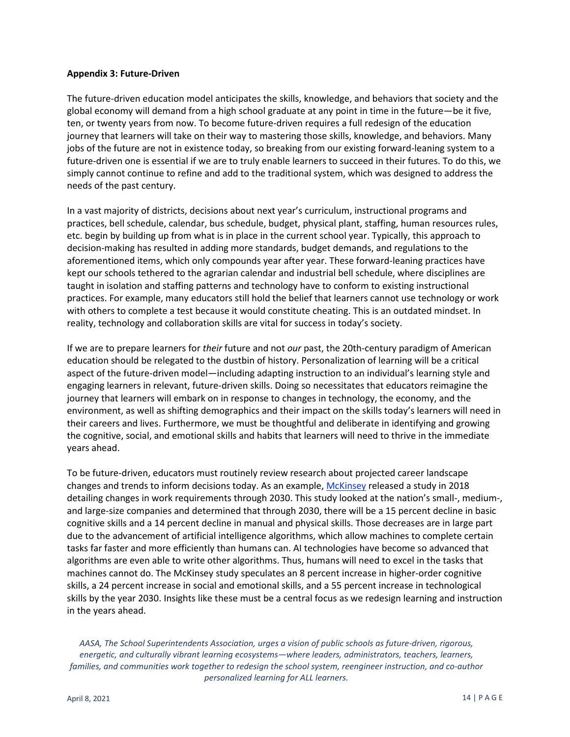**Appendix 3: Future-Driven**

The future-driven education model anticipates the skills, knowledge, and behaviors that society and the global economy will demand from a high school graduate at any point in time in the future—be it five, ten, or twenty years from now. To become future-driven requires a full redesign of the education journey that learners will take on their way to mastering those skills, knowledge, and behaviors. Many jobs of the future are not in existence today, so breaking from our existing forward-leaning system to a future-driven one is essential if we are to truly enable learners to succeed in their futures. To do this, we simply cannot continue to refine and add to the traditional system, which was designed to address the needs of the past century.

In a vast majority of districts, decisions about next year's curriculum, instructional programs and practices, bell schedule, calendar, bus schedule, budget, physical plant, staffing, human resources rules, etc. begin by building up from what is in place in the current school year. Typically, this approach to decision-making has resulted in adding more standards, budget demands, and regulations to the aforementioned items, which only compounds year after year. These forward-leaning practices have kept our schools tethered to the agrarian calendar and industrial bell schedule, where disciplines are taught in isolation and staffing patterns and technology have to conform to existing instructional practices. For example, many educators still hold the belief that learners cannot use technology or work with others to complete a test because it would constitute cheating. This is an outdated mindset. In reality, technology and collaboration skills are vital for success in today's society.

If we are to prepare learners for *their* future and not *our* past, the 20th-century paradigm of American education should be relegated to the dustbin of history. Personalization of learning will be a critical aspect of the future-driven model—including adapting instruction to an individual's learning style and engaging learners in relevant, future-driven skills. Doing so necessitates that educators reimagine the journey that learners will embark on in response to changes in technology, the economy, and the environment, as well as shifting demographics and their impact on the skills today's learners will need in their careers and lives. Furthermore, we must be thoughtful and deliberate in identifying and growing the cognitive, social, and emotional skills and habits that learners will need to thrive in the immediate years ahead.

To be future-driven, educators must routinely review research about projected career landscape changes and trends to inform decisions today. As an example, McKinsey released a study in 2018 detailing changes in work requirements through 2030. This study looked at the nation's small-, medium-, and large-size companies and determined that through 2030, there will be a 15 percent decline in basic cognitive skills and a 14 percent decline in manual and physical skills. Those decreases are in large part due to the advancement of artificial intelligence algorithms, which allow machines to complete certain tasks far faster and more efficiently than humans can. AI technologies have become so advanced that algorithms are even able to write other algorithms. Thus, humans will need to excel in the tasks that machines cannot do. The McKinsey study speculates an 8 percent increase in higher-order cognitive skills, a 24 percent increase in social and emotional skills, and a 55 percent increase in technological skills by the year 2030. Insights like these must be a central focus as we redesign learning and instruction in the years ahead.

*AASA, The School Superintendents Association, urges a vision of public schools as future-driven, rigorous, energetic, and culturally vibrant learning ecosystems—where leaders, administrators, teachers, learners, families, and communities work together to redesign the school system, reengineer instruction, and co-author personalized learning for ALL learners.*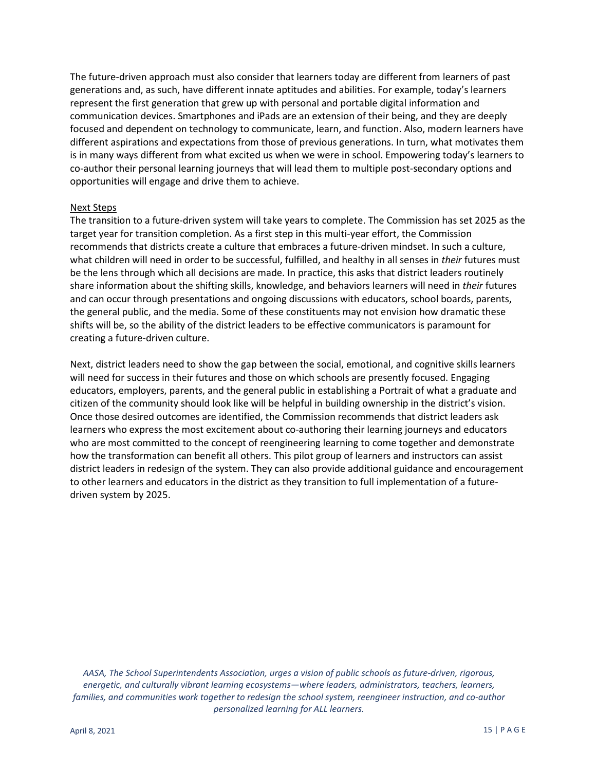The future-driven approach must also consider that learners today are different from learners of past generations and, as such, have different innate aptitudes and abilities. For example, today's learners represent the first generation that grew up with personal and portable digital information and communication devices. Smartphones and iPads are an extension of their being, and they are deeply focused and dependent on technology to communicate, learn, and function. Also, modern learners have different aspirations and expectations from those of previous generations. In turn, what motivates them is in many ways different from what excited us when we were in school. Empowering today's learners to co-author their personal learning journeys that will lead them to multiple post-secondary options and opportunities will engage and drive them to achieve.

Next Steps

The transition to a future-driven system will take years to complete. The Commission has set 2025 as the target year for transition completion. As a first step in this multi-year effort, the Commission recommends that districts create a culture that embraces a future-driven mindset. In such a culture, what children will need in order to be successful, fulfilled, and healthy in all senses in *their* futures must be the lens through which all decisions are made. In practice, this asks that district leaders routinely share information about the shifting skills, knowledge, and behaviors learners will need in *their* futures and can occur through presentations and ongoing discussions with educators, school boards, parents, the general public, and the media. Some of these constituents may not envision how dramatic these shifts will be, so the ability of the district leaders to be effective communicators is paramount for creating a future-driven culture.

Next, district leaders need to show the gap between the social, emotional, and cognitive skills learners will need for success in their futures and those on which schools are presently focused. Engaging educators, employers, parents, and the general public in establishing a Portrait of what a graduate and citizen of the community should look like will be helpful in building ownership in the district's vision. Once those desired outcomes are identified, the Commission recommends that district leaders ask learners who express the most excitement about co-authoring their learning journeys and educators who are most committed to the concept of reengineering learning to come together and demonstrate how the transformation can benefit all others. This pilot group of learners and instructors can assist district leaders in redesign of the system. They can also provide additional guidance and encouragement to other learners and educators in the district as they transition to full implementation of a future-driven system by 2025.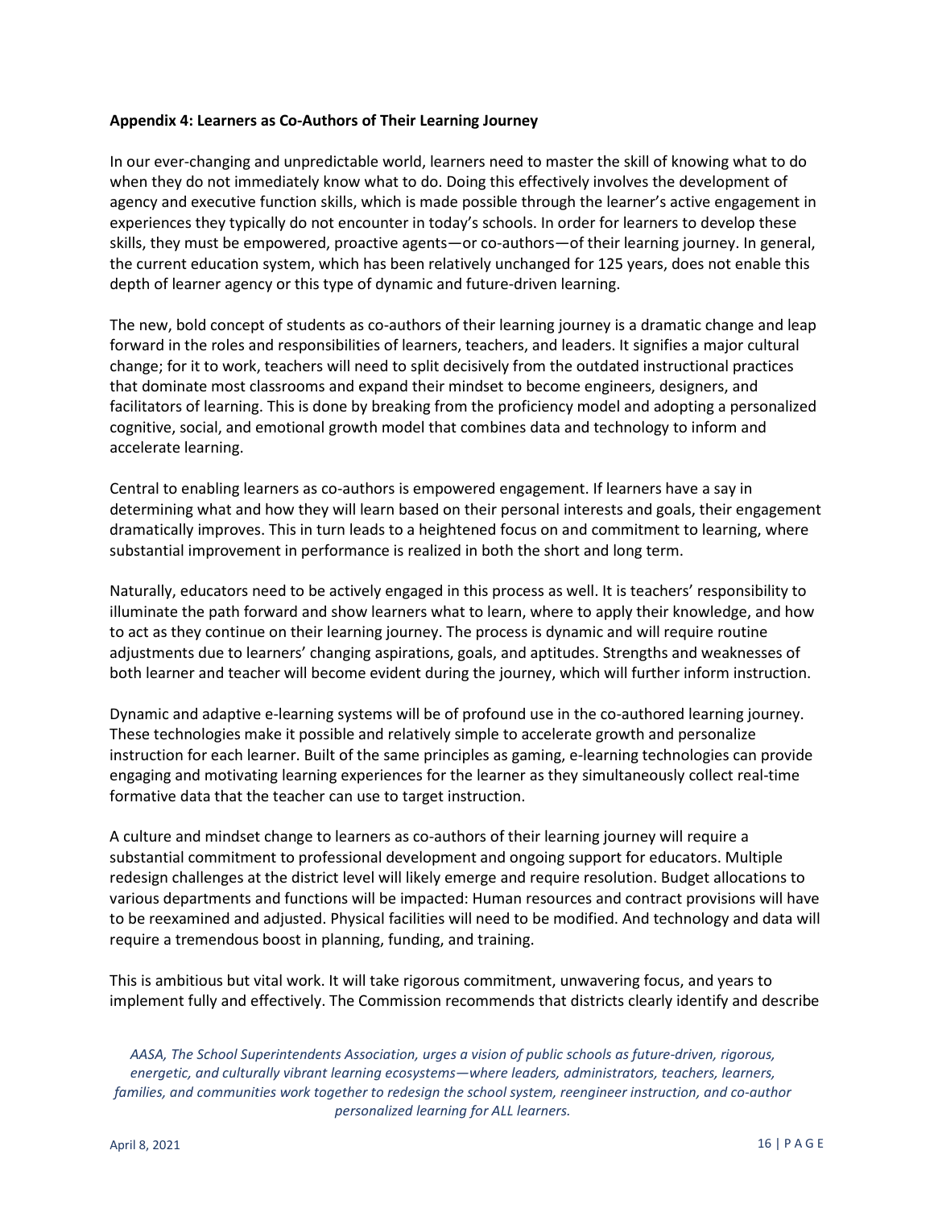**Appendix 4: Learners as Co-Authors of Their Learning Journey**

In our ever-changing and unpredictable world, learners need to master the skill of knowing what to do when they do not immediately know what to do. Doing this effectively involves the development of agency and executive function skills, which is made possible through the learner's active engagement in experiences they typically do not encounter in today's schools. In order for learners to develop these skills, they must be empowered, proactive agents—or co-authors—of their learning journey. In general, the current education system, which has been relatively unchanged for 125 years, does not enable this depth of learner agency or this type of dynamic and future-driven learning.

The new, bold concept of students as co-authors of their learning journey is a dramatic change and leap forward in the roles and responsibilities of learners, teachers, and leaders. It signifies a major cultural change; for it to work, teachers will need to split decisively from the outdated instructional practices that dominate most classrooms and expand their mindset to become engineers, designers, and facilitators of learning. This is done by breaking from the proficiency model and adopting a personalized cognitive, social, and emotional growth model that combines data and technology to inform and accelerate learning.

Central to enabling learners as co-authors is empowered engagement. If learners have a say in determining what and how they will learn based on their personal interests and goals, their engagement dramatically improves. This in turn leads to a heightened focus on and commitment to learning, where substantial improvement in performance is realized in both the short and long term.

Naturally, educators need to be actively engaged in this process as well. It is teachers' responsibility to illuminate the path forward and show learners what to learn, where to apply their knowledge, and how to act as they continue on their learning journey. The process is dynamic and will require routine adjustments due to learners' changing aspirations, goals, and aptitudes. Strengths and weaknesses of both learner and teacher will become evident during the journey, which will further inform instruction.

Dynamic and adaptive e-learning systems will be of profound use in the co-authored learning journey. These technologies make it possible and relatively simple to accelerate growth and personalize instruction for each learner. Built of the same principles as gaming, e-learning technologies can provide engaging and motivating learning experiences for the learner as they simultaneously collect real-time formative data that the teacher can use to target instruction.

A culture and mindset change to learners as co-authors of their learning journey will require a substantial commitment to professional development and ongoing support for educators. Multiple redesign challenges at the district level will likely emerge and require resolution. Budget allocations to various departments and functions will be impacted: Human resources and contract provisions will have to be reexamined and adjusted. Physical facilities will need to be modified. And technology and data will require a tremendous boost in planning, funding, and training.

This is ambitious but vital work. It will take rigorous commitment, unwavering focus, and years to implement fully and effectively. The Commission recommends that districts clearly identify and describe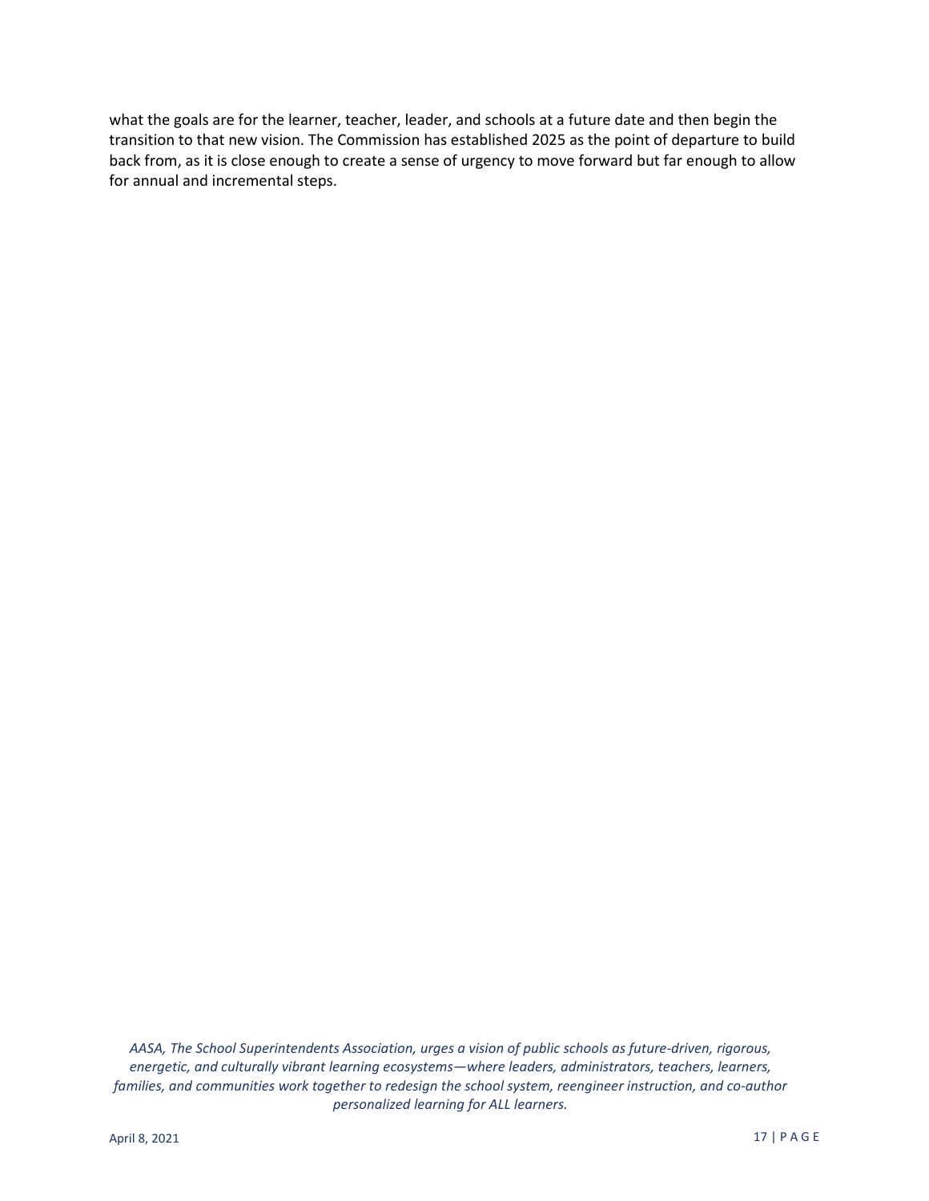what the goals are for the learner, teacher, leader, and schools at a future date and then begin the transition to that new vision. The Commission has established 2025 as the point of departure to build back from, as it is close enough to create a sense of urgency to move forward but far enough to allow for annual and incremental steps.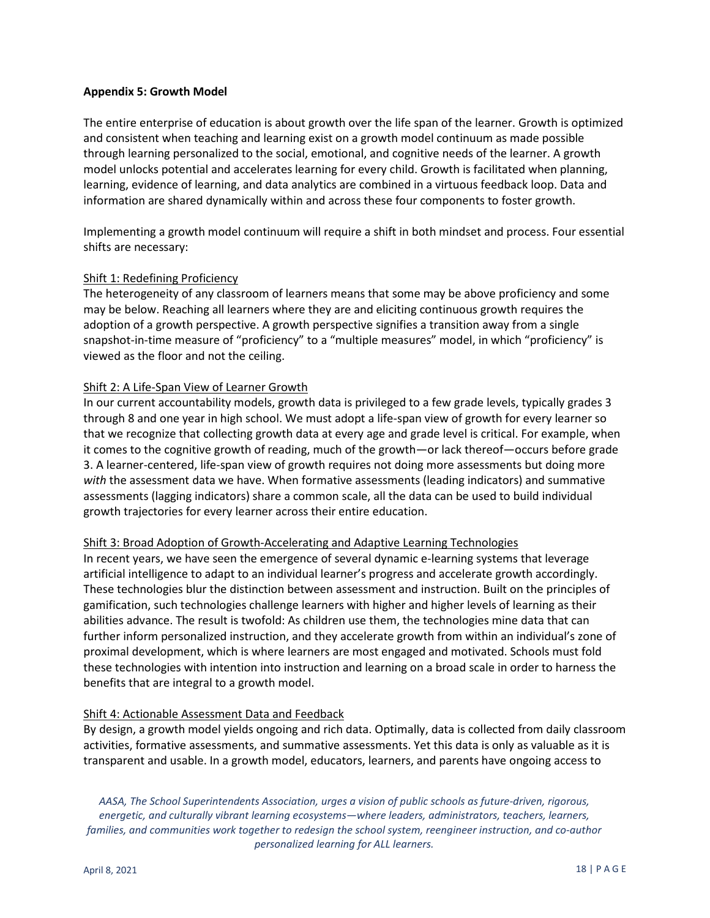**Appendix 5: Growth Model**

The entire enterprise of education is about growth over the life span of the learner. Growth is optimized and consistent when teaching and learning exist on a growth model continuum as made possible through learning personalized to the social, emotional, and cognitive needs of the learner. A growth model unlocks potential and accelerates learning for every child. Growth is facilitated when planning, learning, evidence of learning, and data analytics are combined in a virtuous feedback loop. Data and information are shared dynamically within and across these four components to foster growth.

Implementing a growth model continuum will require a shift in both mindset and process. Four essential shifts are necessary:

<u>Shift 1: Redefining Proficiency</u>
The heterogeneity of any classroom of learners means that some may be above proficiency and some may be below. Reaching all learners where they are and eliciting continuous growth requires the adoption of a growth perspective. A growth perspective signifies a transition away from a single snapshot-in-time measure of "proficiency" to a "multiple measures" model, in which "proficiency" is viewed as the floor and not the ceiling.

<u>Shift 2: A Life-Span View of Learner Growth</u>
In our current accountability models, growth data is privileged to a few grade levels, typically grades 3 through 8 and one year in high school. We must adopt a life-span view of growth for every learner so that we recognize that collecting growth data at every age and grade level is critical. For example, when it comes to the cognitive growth of reading, much of the growth—or lack thereof—occurs before grade 3. A learner-centered, life-span view of growth requires not doing more assessments but doing more *with* the assessment data we have. When formative assessments (leading indicators) and summative assessments (lagging indicators) share a common scale, all the data can be used to build individual growth trajectories for every learner across their entire education.

<u>Shift 3: Broad Adoption of Growth-Accelerating and Adaptive Learning Technologies</u>
In recent years, we have seen the emergence of several dynamic e-learning systems that leverage artificial intelligence to adapt to an individual learner's progress and accelerate growth accordingly. These technologies blur the distinction between assessment and instruction. Built on the principles of gamification, such technologies challenge learners with higher and higher levels of learning as their abilities advance. The result is twofold: As children use them, the technologies mine data that can further inform personalized instruction, and they accelerate growth from within an individual's zone of proximal development, which is where learners are most engaged and motivated. Schools must fold these technologies with intention into instruction and learning on a broad scale in order to harness the benefits that are integral to a growth model.

<u>Shift 4: Actionable Assessment Data and Feedback</u>
By design, a growth model yields ongoing and rich data. Optimally, data is collected from daily classroom activities, formative assessments, and summative assessments. Yet this data is only as valuable as it is transparent and usable. In a growth model, educators, learners, and parents have ongoing access to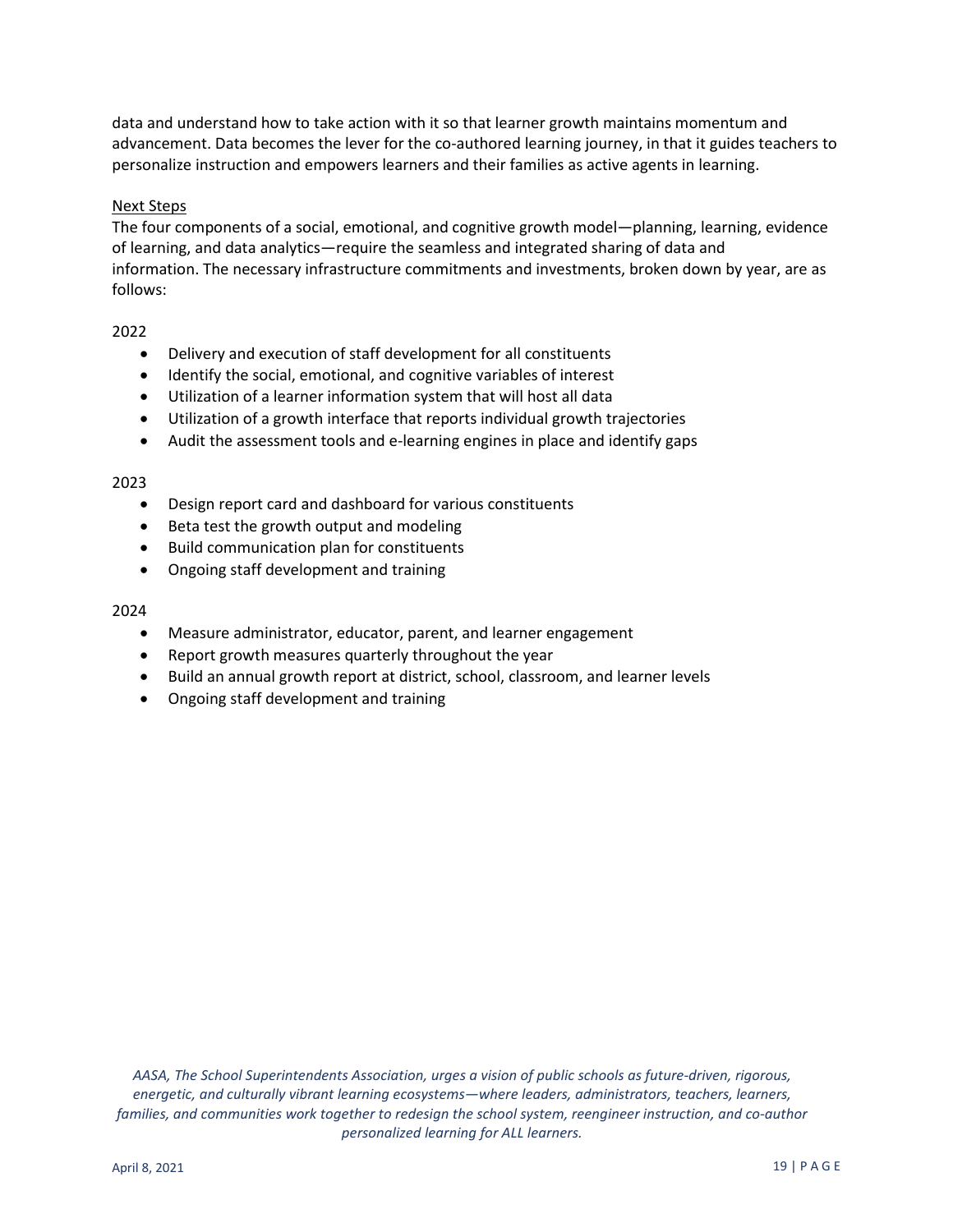data and understand how to take action with it so that learner growth maintains momentum and advancement. Data becomes the lever for the co-authored learning journey, in that it guides teachers to personalize instruction and empowers learners and their families as active agents in learning.

Next Steps

The four components of a social, emotional, and cognitive growth model—planning, learning, evidence of learning, and data analytics—require the seamless and integrated sharing of data and information. The necessary infrastructure commitments and investments, broken down by year, are as follows:

2022

- Delivery and execution of staff development for all constituents
- Identify the social, emotional, and cognitive variables of interest
- Utilization of a learner information system that will host all data
- Utilization of a growth interface that reports individual growth trajectories
- Audit the assessment tools and e-learning engines in place and identify gaps

2023

- Design report card and dashboard for various constituents
- Beta test the growth output and modeling
- Build communication plan for constituents
- Ongoing staff development and training

2024

- Measure administrator, educator, parent, and learner engagement
- Report growth measures quarterly throughout the year
- Build an annual growth report at district, school, classroom, and learner levels
- Ongoing staff development and training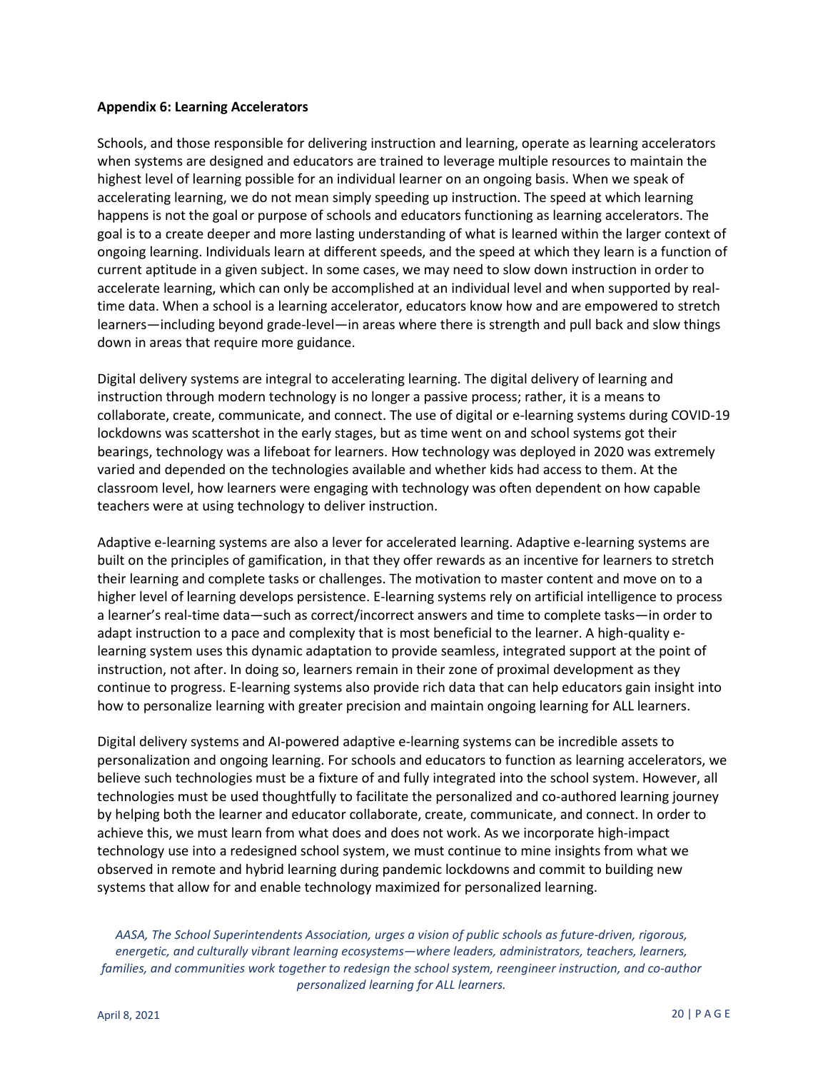**Appendix 6: Learning Accelerators**

Schools, and those responsible for delivering instruction and learning, operate as learning accelerators when systems are designed and educators are trained to leverage multiple resources to maintain the highest level of learning possible for an individual learner on an ongoing basis. When we speak of accelerating learning, we do not mean simply speeding up instruction. The speed at which learning happens is not the goal or purpose of schools and educators functioning as learning accelerators. The goal is to a create deeper and more lasting understanding of what is learned within the larger context of ongoing learning. Individuals learn at different speeds, and the speed at which they learn is a function of current aptitude in a given subject. In some cases, we may need to slow down instruction in order to accelerate learning, which can only be accomplished at an individual level and when supported by real-time data. When a school is a learning accelerator, educators know how and are empowered to stretch learners—including beyond grade-level—in areas where there is strength and pull back and slow things down in areas that require more guidance.

Digital delivery systems are integral to accelerating learning. The digital delivery of learning and instruction through modern technology is no longer a passive process; rather, it is a means to collaborate, create, communicate, and connect. The use of digital or e-learning systems during COVID-19 lockdowns was scattershot in the early stages, but as time went on and school systems got their bearings, technology was a lifeboat for learners. How technology was deployed in 2020 was extremely varied and depended on the technologies available and whether kids had access to them. At the classroom level, how learners were engaging with technology was often dependent on how capable teachers were at using technology to deliver instruction.

Adaptive e-learning systems are also a lever for accelerated learning. Adaptive e-learning systems are built on the principles of gamification, in that they offer rewards as an incentive for learners to stretch their learning and complete tasks or challenges. The motivation to master content and move on to a higher level of learning develops persistence. E-learning systems rely on artificial intelligence to process a learner's real-time data—such as correct/incorrect answers and time to complete tasks—in order to adapt instruction to a pace and complexity that is most beneficial to the learner. A high-quality e-learning system uses this dynamic adaptation to provide seamless, integrated support at the point of instruction, not after. In doing so, learners remain in their zone of proximal development as they continue to progress. E-learning systems also provide rich data that can help educators gain insight into how to personalize learning with greater precision and maintain ongoing learning for ALL learners.

Digital delivery systems and AI-powered adaptive e-learning systems can be incredible assets to personalization and ongoing learning. For schools and educators to function as learning accelerators, we believe such technologies must be a fixture of and fully integrated into the school system. However, all technologies must be used thoughtfully to facilitate the personalized and co-authored learning journey by helping both the learner and educator collaborate, create, communicate, and connect. In order to achieve this, we must learn from what does and does not work. As we incorporate high-impact technology use into a redesigned school system, we must continue to mine insights from what we observed in remote and hybrid learning during pandemic lockdowns and commit to building new systems that allow for and enable technology maximized for personalized learning.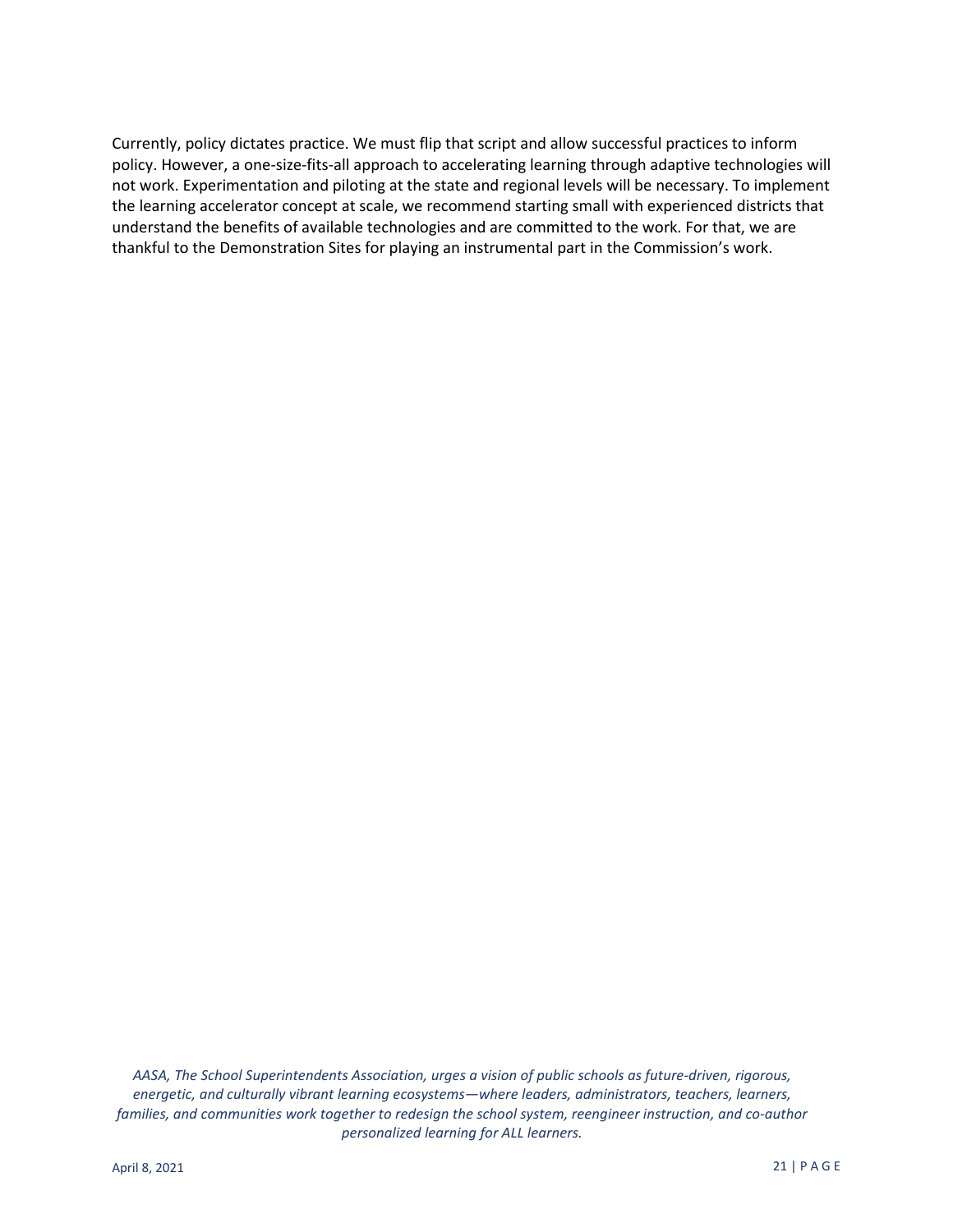Currently, policy dictates practice. We must flip that script and allow successful practices to inform policy. However, a one-size-fits-all approach to accelerating learning through adaptive technologies will not work. Experimentation and piloting at the state and regional levels will be necessary. To implement the learning accelerator concept at scale, we recommend starting small with experienced districts that understand the benefits of available technologies and are committed to the work. For that, we are thankful to the Demonstration Sites for playing an instrumental part in the Commission's work.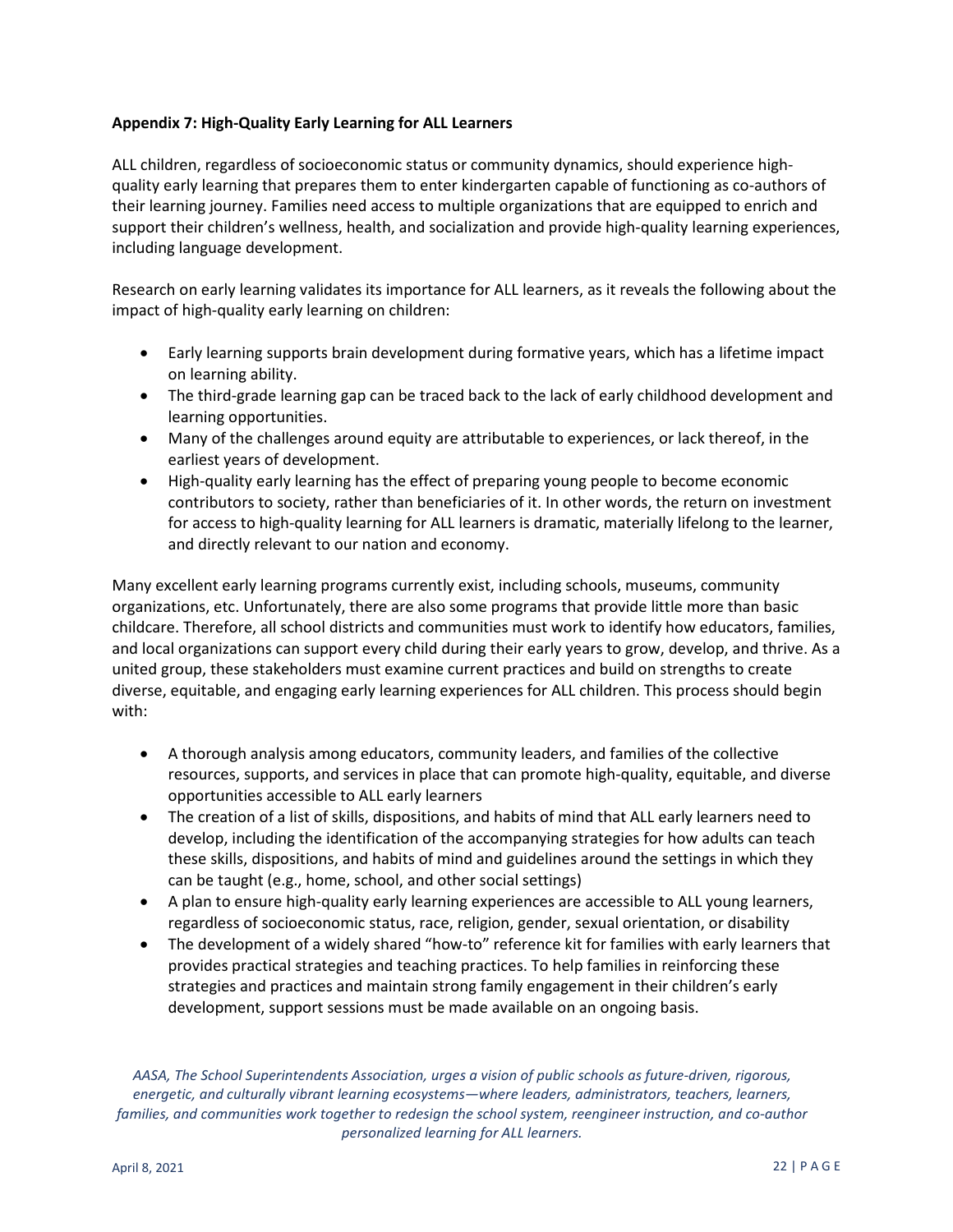**Appendix 7: High-Quality Early Learning for ALL Learners**

ALL children, regardless of socioeconomic status or community dynamics, should experience high-quality early learning that prepares them to enter kindergarten capable of functioning as co-authors of their learning journey. Families need access to multiple organizations that are equipped to enrich and support their children's wellness, health, and socialization and provide high-quality learning experiences, including language development.

Research on early learning validates its importance for ALL learners, as it reveals the following about the impact of high-quality early learning on children:

- Early learning supports brain development during formative years, which has a lifetime impact on learning ability.
- The third-grade learning gap can be traced back to the lack of early childhood development and learning opportunities.
- Many of the challenges around equity are attributable to experiences, or lack thereof, in the earliest years of development.
- High-quality early learning has the effect of preparing young people to become economic contributors to society, rather than beneficiaries of it. In other words, the return on investment for access to high-quality learning for ALL learners is dramatic, materially lifelong to the learner, and directly relevant to our nation and economy.

Many excellent early learning programs currently exist, including schools, museums, community organizations, etc. Unfortunately, there are also some programs that provide little more than basic childcare. Therefore, all school districts and communities must work to identify how educators, families, and local organizations can support every child during their early years to grow, develop, and thrive. As a united group, these stakeholders must examine current practices and build on strengths to create diverse, equitable, and engaging early learning experiences for ALL children. This process should begin with:

- A thorough analysis among educators, community leaders, and families of the collective resources, supports, and services in place that can promote high-quality, equitable, and diverse opportunities accessible to ALL early learners
- The creation of a list of skills, dispositions, and habits of mind that ALL early learners need to develop, including the identification of the accompanying strategies for how adults can teach these skills, dispositions, and habits of mind and guidelines around the settings in which they can be taught (e.g., home, school, and other social settings)
- A plan to ensure high-quality early learning experiences are accessible to ALL young learners, regardless of socioeconomic status, race, religion, gender, sexual orientation, or disability
- The development of a widely shared "how-to" reference kit for families with early learners that provides practical strategies and teaching practices. To help families in reinforcing these strategies and practices and maintain strong family engagement in their children's early development, support sessions must be made available on an ongoing basis.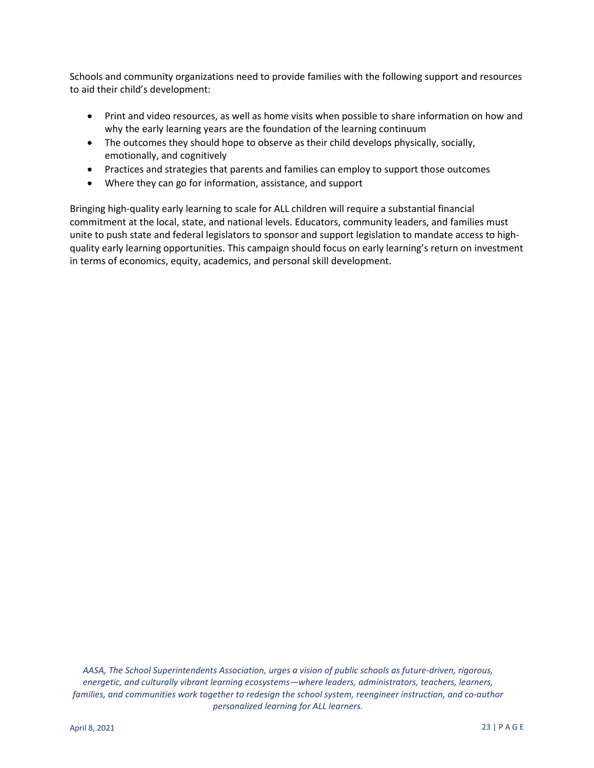Schools and community organizations need to provide families with the following support and resources to aid their child's development:

- Print and video resources, as well as home visits when possible to share information on how and why the early learning years are the foundation of the learning continuum
- The outcomes they should hope to observe as their child develops physically, socially, emotionally, and cognitively
- Practices and strategies that parents and families can employ to support those outcomes
- Where they can go for information, assistance, and support

Bringing high-quality early learning to scale for ALL children will require a substantial financial commitment at the local, state, and national levels. Educators, community leaders, and families must unite to push state and federal legislators to sponsor and support legislation to mandate access to high-quality early learning opportunities. This campaign should focus on early learning's return on investment in terms of economics, equity, academics, and personal skill development.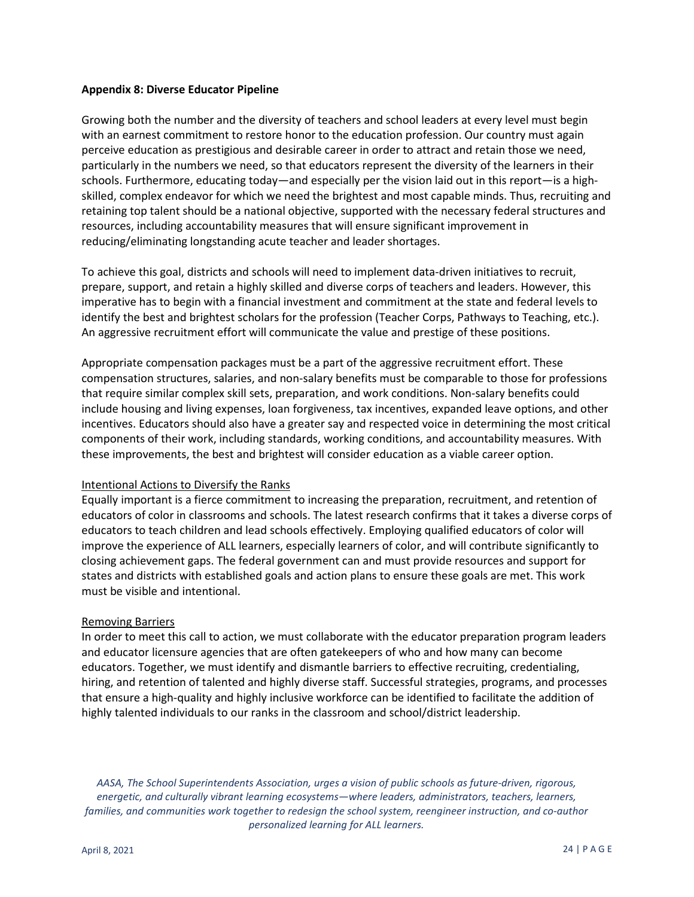**Appendix 8: Diverse Educator Pipeline**

Growing both the number and the diversity of teachers and school leaders at every level must begin with an earnest commitment to restore honor to the education profession. Our country must again perceive education as prestigious and desirable career in order to attract and retain those we need, particularly in the numbers we need, so that educators represent the diversity of the learners in their schools. Furthermore, educating today—and especially per the vision laid out in this report—is a high-skilled, complex endeavor for which we need the brightest and most capable minds. Thus, recruiting and retaining top talent should be a national objective, supported with the necessary federal structures and resources, including accountability measures that will ensure significant improvement in reducing/eliminating longstanding acute teacher and leader shortages.

To achieve this goal, districts and schools will need to implement data-driven initiatives to recruit, prepare, support, and retain a highly skilled and diverse corps of teachers and leaders. However, this imperative has to begin with a financial investment and commitment at the state and federal levels to identify the best and brightest scholars for the profession (Teacher Corps, Pathways to Teaching, etc.). An aggressive recruitment effort will communicate the value and prestige of these positions.

Appropriate compensation packages must be a part of the aggressive recruitment effort. These compensation structures, salaries, and non-salary benefits must be comparable to those for professions that require similar complex skill sets, preparation, and work conditions. Non-salary benefits could include housing and living expenses, loan forgiveness, tax incentives, expanded leave options, and other incentives. Educators should also have a greater say and respected voice in determining the most critical components of their work, including standards, working conditions, and accountability measures. With these improvements, the best and brightest will consider education as a viable career option.

<u>Intentional Actions to Diversify the Ranks</u>

Equally important is a fierce commitment to increasing the preparation, recruitment, and retention of educators of color in classrooms and schools. The latest research confirms that it takes a diverse corps of educators to teach children and lead schools effectively. Employing qualified educators of color will improve the experience of ALL learners, especially learners of color, and will contribute significantly to closing achievement gaps. The federal government can and must provide resources and support for states and districts with established goals and action plans to ensure these goals are met. This work must be visible and intentional.

<u>Removing Barriers</u>

In order to meet this call to action, we must collaborate with the educator preparation program leaders and educator licensure agencies that are often gatekeepers of who and how many can become educators. Together, we must identify and dismantle barriers to effective recruiting, credentialing, hiring, and retention of talented and highly diverse staff. Successful strategies, programs, and processes that ensure a high-quality and highly inclusive workforce can be identified to facilitate the addition of highly talented individuals to our ranks in the classroom and school/district leadership.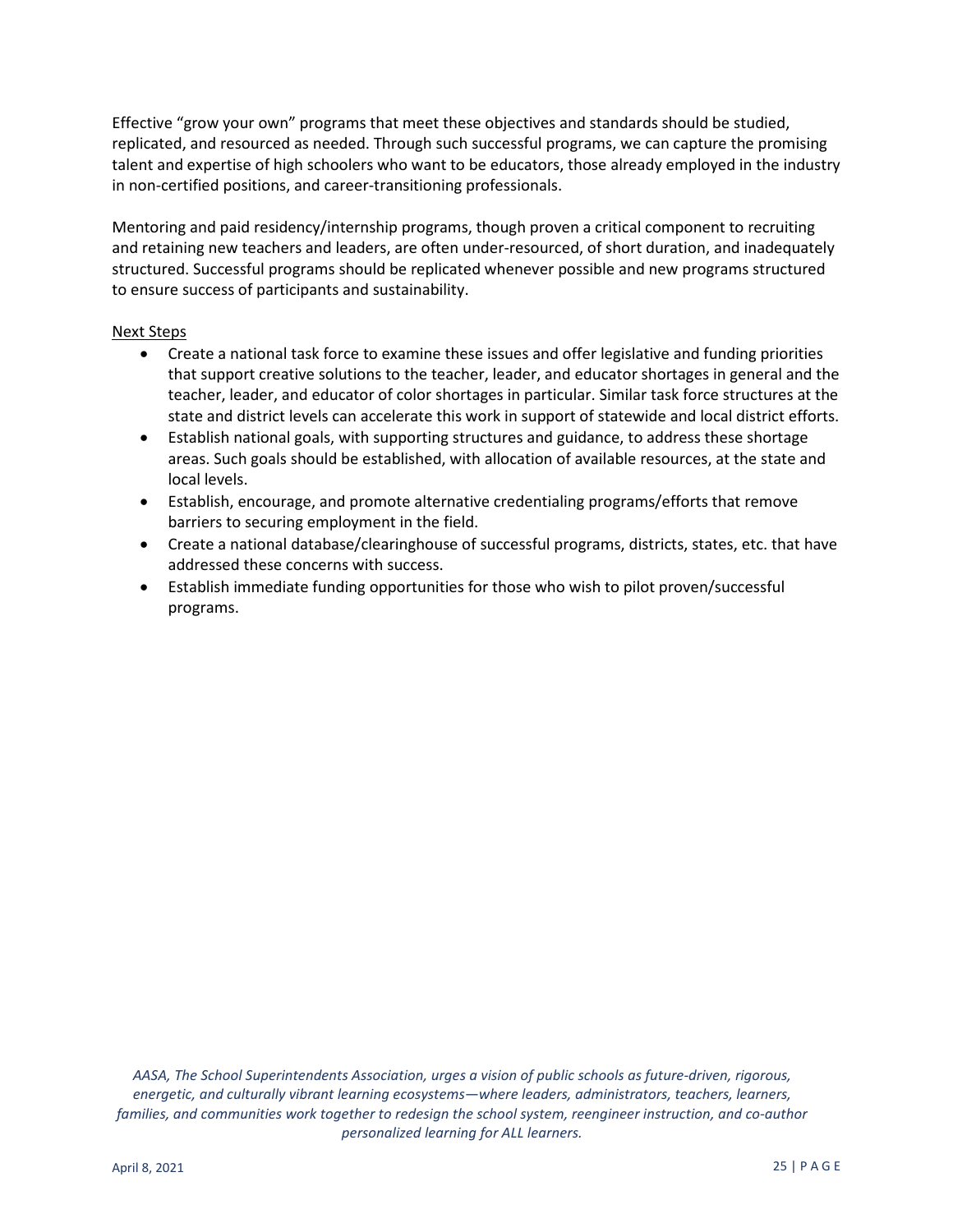Effective “grow your own” programs that meet these objectives and standards should be studied, replicated, and resourced as needed. Through such successful programs, we can capture the promising talent and expertise of high schoolers who want to be educators, those already employed in the industry in non-certified positions, and career-transitioning professionals.

Mentoring and paid residency/internship programs, though proven a critical component to recruiting and retaining new teachers and leaders, are often under-resourced, of short duration, and inadequately structured. Successful programs should be replicated whenever possible and new programs structured to ensure success of participants and sustainability.

Next Steps

- Create a national task force to examine these issues and offer legislative and funding priorities that support creative solutions to the teacher, leader, and educator shortages in general and the teacher, leader, and educator of color shortages in particular. Similar task force structures at the state and district levels can accelerate this work in support of statewide and local district efforts.
- Establish national goals, with supporting structures and guidance, to address these shortage areas. Such goals should be established, with allocation of available resources, at the state and local levels.
- Establish, encourage, and promote alternative credentialing programs/efforts that remove barriers to securing employment in the field.
- Create a national database/clearinghouse of successful programs, districts, states, etc. that have addressed these concerns with success.
- Establish immediate funding opportunities for those who wish to pilot proven/successful programs.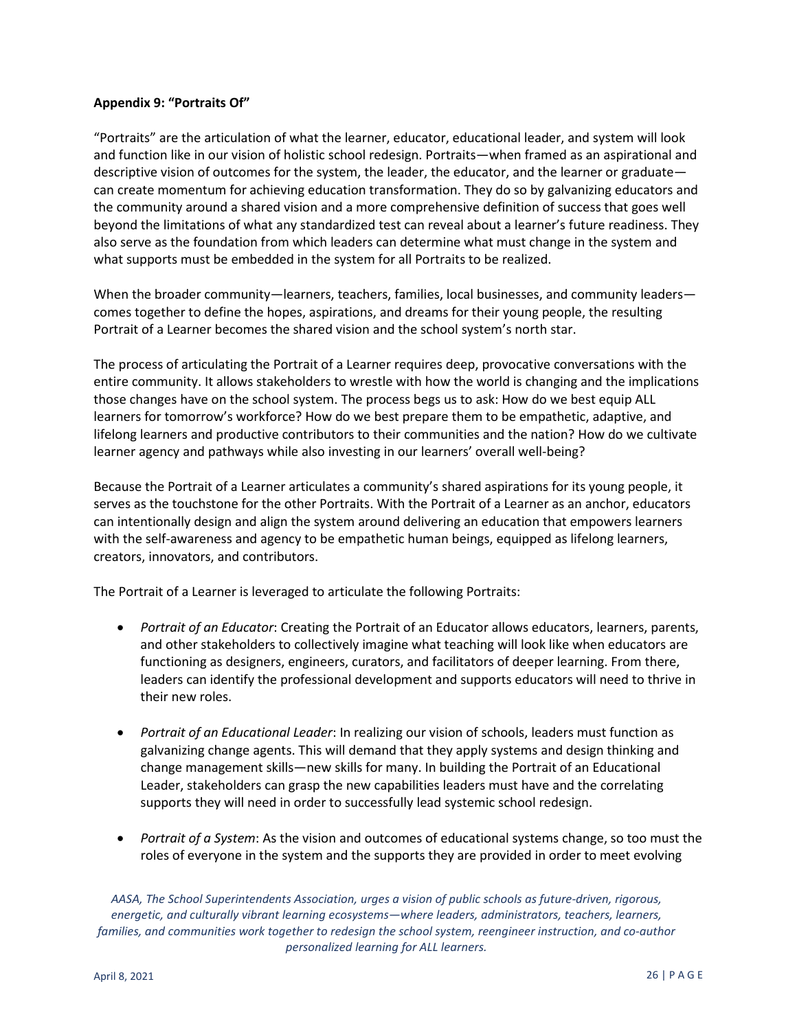**Appendix 9: "Portraits Of"**

"Portraits" are the articulation of what the learner, educator, educational leader, and system will look and function like in our vision of holistic school redesign. Portraits—when framed as an aspirational and descriptive vision of outcomes for the system, the leader, the educator, and the learner or graduate—can create momentum for achieving education transformation. They do so by galvanizing educators and the community around a shared vision and a more comprehensive definition of success that goes well beyond the limitations of what any standardized test can reveal about a learner's future readiness. They also serve as the foundation from which leaders can determine what must change in the system and what supports must be embedded in the system for all Portraits to be realized.

When the broader community—learners, teachers, families, local businesses, and community leaders—comes together to define the hopes, aspirations, and dreams for their young people, the resulting Portrait of a Learner becomes the shared vision and the school system's north star.

The process of articulating the Portrait of a Learner requires deep, provocative conversations with the entire community. It allows stakeholders to wrestle with how the world is changing and the implications those changes have on the school system. The process begs us to ask: How do we best equip ALL learners for tomorrow's workforce? How do we best prepare them to be empathetic, adaptive, and lifelong learners and productive contributors to their communities and the nation? How do we cultivate learner agency and pathways while also investing in our learners' overall well-being?

Because the Portrait of a Learner articulates a community's shared aspirations for its young people, it serves as the touchstone for the other Portraits. With the Portrait of a Learner as an anchor, educators can intentionally design and align the system around delivering an education that empowers learners with the self-awareness and agency to be empathetic human beings, equipped as lifelong learners, creators, innovators, and contributors.

The Portrait of a Learner is leveraged to articulate the following Portraits:

- *Portrait of an Educator*: Creating the Portrait of an Educator allows educators, learners, parents, and other stakeholders to collectively imagine what teaching will look like when educators are functioning as designers, engineers, curators, and facilitators of deeper learning. From there, leaders can identify the professional development and supports educators will need to thrive in their new roles.

- *Portrait of an Educational Leader*: In realizing our vision of schools, leaders must function as galvanizing change agents. This will demand that they apply systems and design thinking and change management skills—new skills for many. In building the Portrait of an Educational Leader, stakeholders can grasp the new capabilities leaders must have and the correlating supports they will need in order to successfully lead systemic school redesign.

- *Portrait of a System*: As the vision and outcomes of educational systems change, so too must the roles of everyone in the system and the supports they are provided in order to meet evolving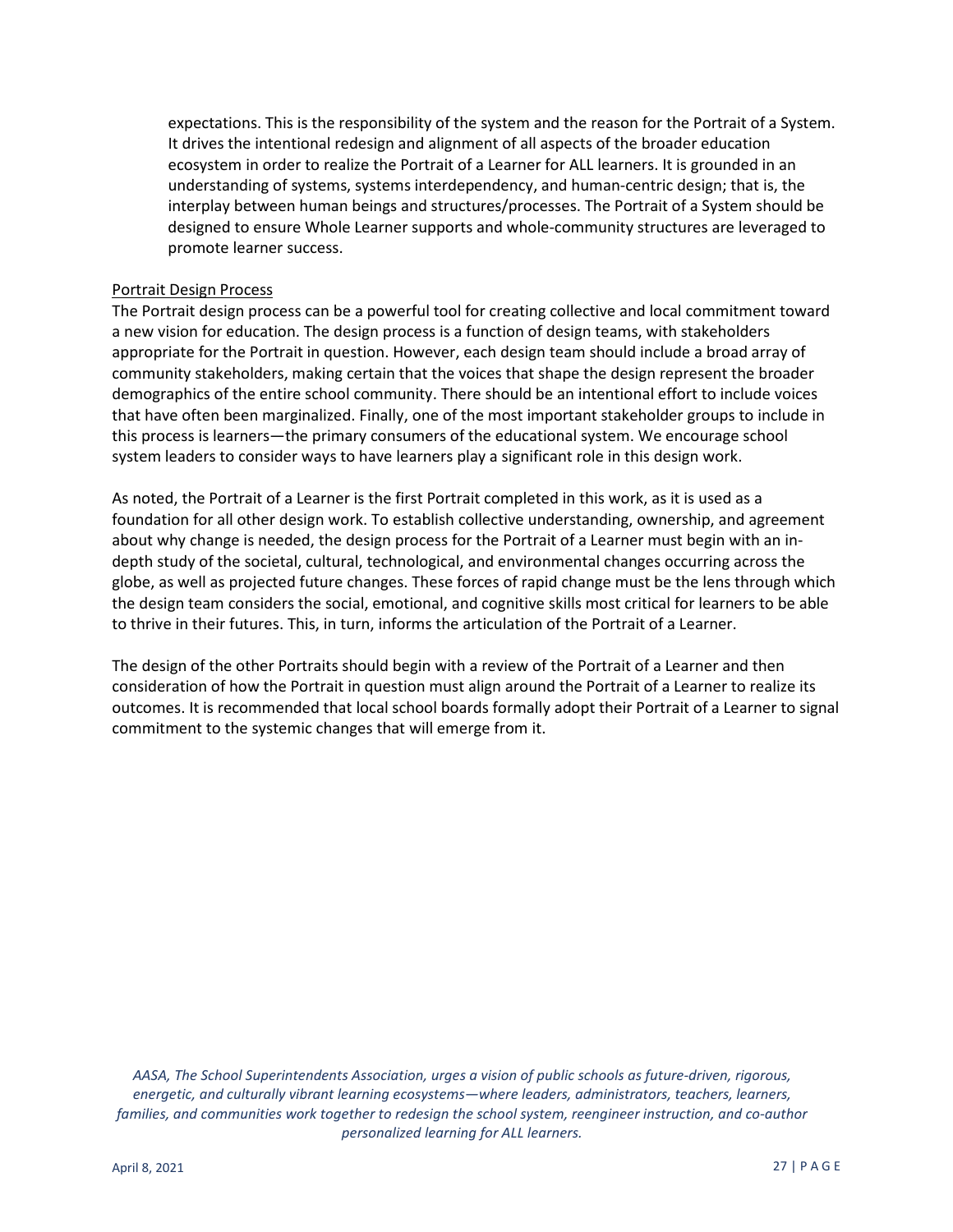expectations. This is the responsibility of the system and the reason for the Portrait of a System. It drives the intentional redesign and alignment of all aspects of the broader education ecosystem in order to realize the Portrait of a Learner for ALL learners. It is grounded in an understanding of systems, systems interdependency, and human-centric design; that is, the interplay between human beings and structures/processes. The Portrait of a System should be designed to ensure Whole Learner supports and whole-community structures are leveraged to promote learner success.

Portrait Design Process

The Portrait design process can be a powerful tool for creating collective and local commitment toward a new vision for education. The design process is a function of design teams, with stakeholders appropriate for the Portrait in question. However, each design team should include a broad array of community stakeholders, making certain that the voices that shape the design represent the broader demographics of the entire school community. There should be an intentional effort to include voices that have often been marginalized. Finally, one of the most important stakeholder groups to include in this process is learners—the primary consumers of the educational system. We encourage school system leaders to consider ways to have learners play a significant role in this design work.

As noted, the Portrait of a Learner is the first Portrait completed in this work, as it is used as a foundation for all other design work. To establish collective understanding, ownership, and agreement about why change is needed, the design process for the Portrait of a Learner must begin with an in-depth study of the societal, cultural, technological, and environmental changes occurring across the globe, as well as projected future changes. These forces of rapid change must be the lens through which the design team considers the social, emotional, and cognitive skills most critical for learners to be able to thrive in their futures. This, in turn, informs the articulation of the Portrait of a Learner.

The design of the other Portraits should begin with a review of the Portrait of a Learner and then consideration of how the Portrait in question must align around the Portrait of a Learner to realize its outcomes. It is recommended that local school boards formally adopt their Portrait of a Learner to signal commitment to the systemic changes that will emerge from it.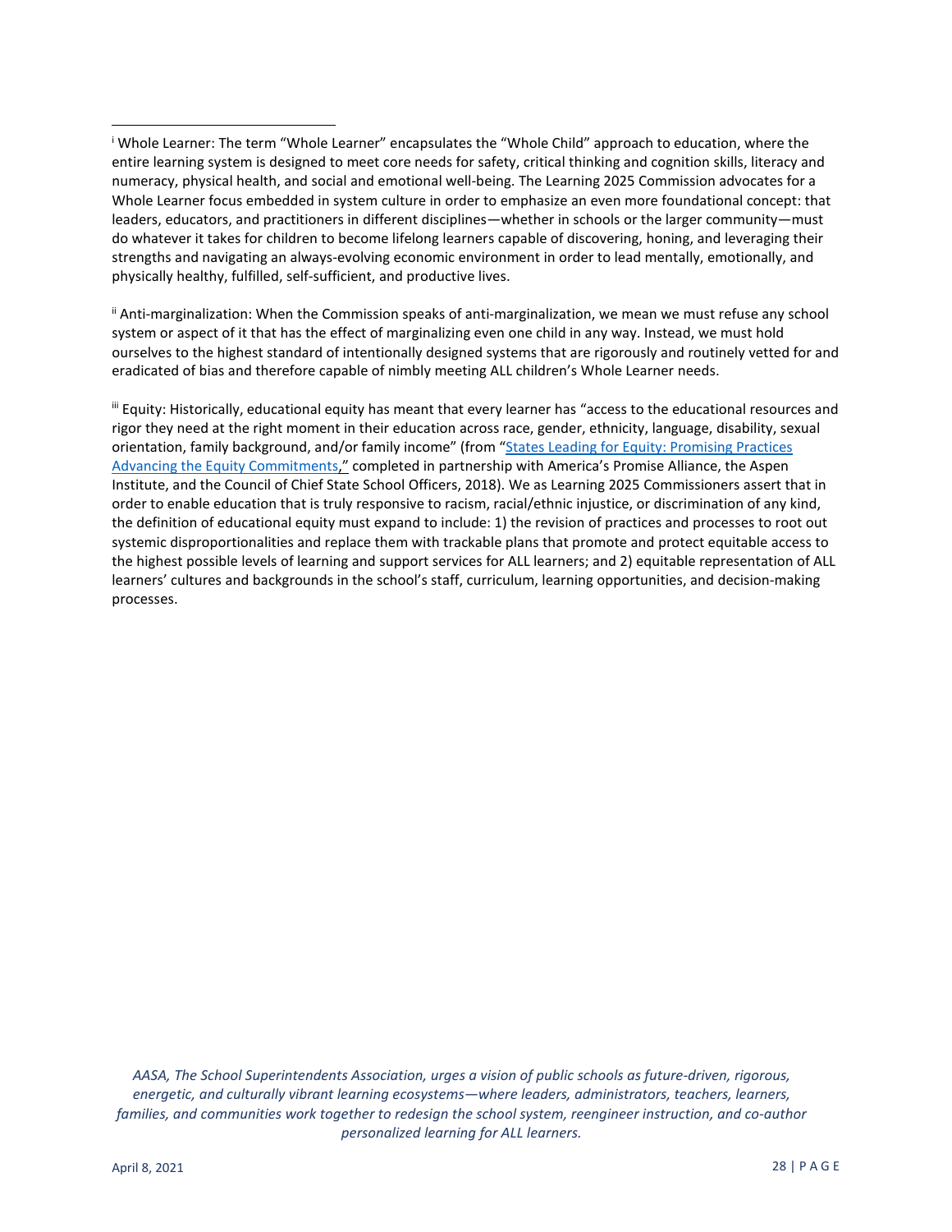[i] Whole Learner: The term "Whole Learner" encapsulates the "Whole Child" approach to education, where the entire learning system is designed to meet core needs for safety, critical thinking and cognition skills, literacy and numeracy, physical health, and social and emotional well-being. The Learning 2025 Commission advocates for a Whole Learner focus embedded in system culture in order to emphasize an even more foundational concept: that leaders, educators, and practitioners in different disciplines—whether in schools or the larger community—must do whatever it takes for children to become lifelong learners capable of discovering, honing, and leveraging their strengths and navigating an always-evolving economic environment in order to lead mentally, emotionally, and physically healthy, fulfilled, self-sufficient, and productive lives.

[ii] Anti-marginalization: When the Commission speaks of anti-marginalization, we mean we must refuse any school system or aspect of it that has the effect of marginalizing even one child in any way. Instead, we must hold ourselves to the highest standard of intentionally designed systems that are rigorously and routinely vetted for and eradicated of bias and therefore capable of nimbly meeting ALL children's Whole Learner needs.

[iii] Equity: Historically, educational equity has meant that every learner has "access to the educational resources and rigor they need at the right moment in their education across race, gender, ethnicity, language, disability, sexual orientation, family background, and/or family income" (from "States Leading for Equity: Promising Practices Advancing the Equity Commitments," completed in partnership with America's Promise Alliance, the Aspen Institute, and the Council of Chief State School Officers, 2018). We as Learning 2025 Commissioners assert that in order to enable education that is truly responsive to racism, racial/ethnic injustice, or discrimination of any kind, the definition of educational equity must expand to include: 1) the revision of practices and processes to root out systemic disproportionalities and replace them with trackable plans that promote and protect equitable access to the highest possible levels of learning and support services for ALL learners; and 2) equitable representation of ALL learners' cultures and backgrounds in the school's staff, curriculum, learning opportunities, and decision-making processes.